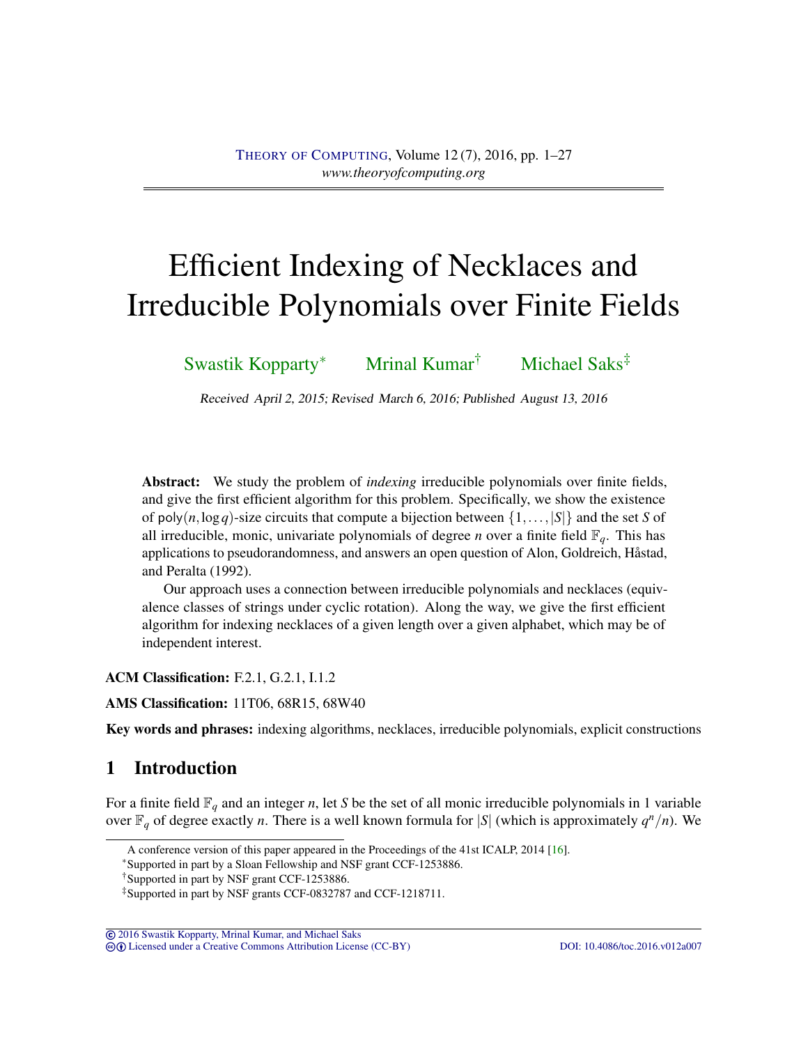# Efficient Indexing of Necklaces and Irreducible Polynomials over Finite Fields

Swastik Kopparty[*] Mrinal Kumar[†] Michael Saks[‡]

Received April 2, 2015; Revised March 6, 2016; Published August 13, 2016

**Abstract:** We study the problem of *indexing* irreducible polynomials over finite fields, and give the first efficient algorithm for this problem. Specifically, we show the existence of $\mathrm{poly}(n, \log q)$-size circuits that compute a bijection between $\{1, \ldots, |S|\}$ and the set $S$ of all irreducible, monic, univariate polynomials of degree $n$ over a finite field $\mathbb{F}_q$. This has applications to pseudorandomness, and answers an open question of Alon, Goldreich, Håstad, and Peralta (1992).

Our approach uses a connection between irreducible polynomials and necklaces (equivalence classes of strings under cyclic rotation). Along the way, we give the first efficient algorithm for indexing necklaces of a given length over a given alphabet, which may be of independent interest.

**ACM Classification:** F.2.1, G.2.1, I.1.2

**AMS Classification:** 11T06, 68R15, 68W40

**Key words and phrases:** indexing algorithms, necklaces, irreducible polynomials, explicit constructions

## 1 Introduction

For a finite field $\mathbb{F}_q$ and an integer $n$, let $S$ be the set of all monic irreducible polynomials in 1 variable over $\mathbb{F}_q$ of degree exactly $n$. There is a well known formula for $|S|$ (which is approximately $q^n/n$). We

A conference version of this paper appeared in the Proceedings of the 41st ICALP, 2014 [16].

[*]Supported in part by a Sloan Fellowship and NSF grant CCF-1253886.

[†]Supported in part by NSF grant CCF-1253886.

[‡]Supported in part by NSF grants CCF-0832787 and CCF-1218711.

© 2016 Swastik Kopparty, Mrinal Kumar, and Michael Saks
Licensed under a Creative Commons Attribution License (CC-BY) DOI: 10.4086/toc.2016.v012a007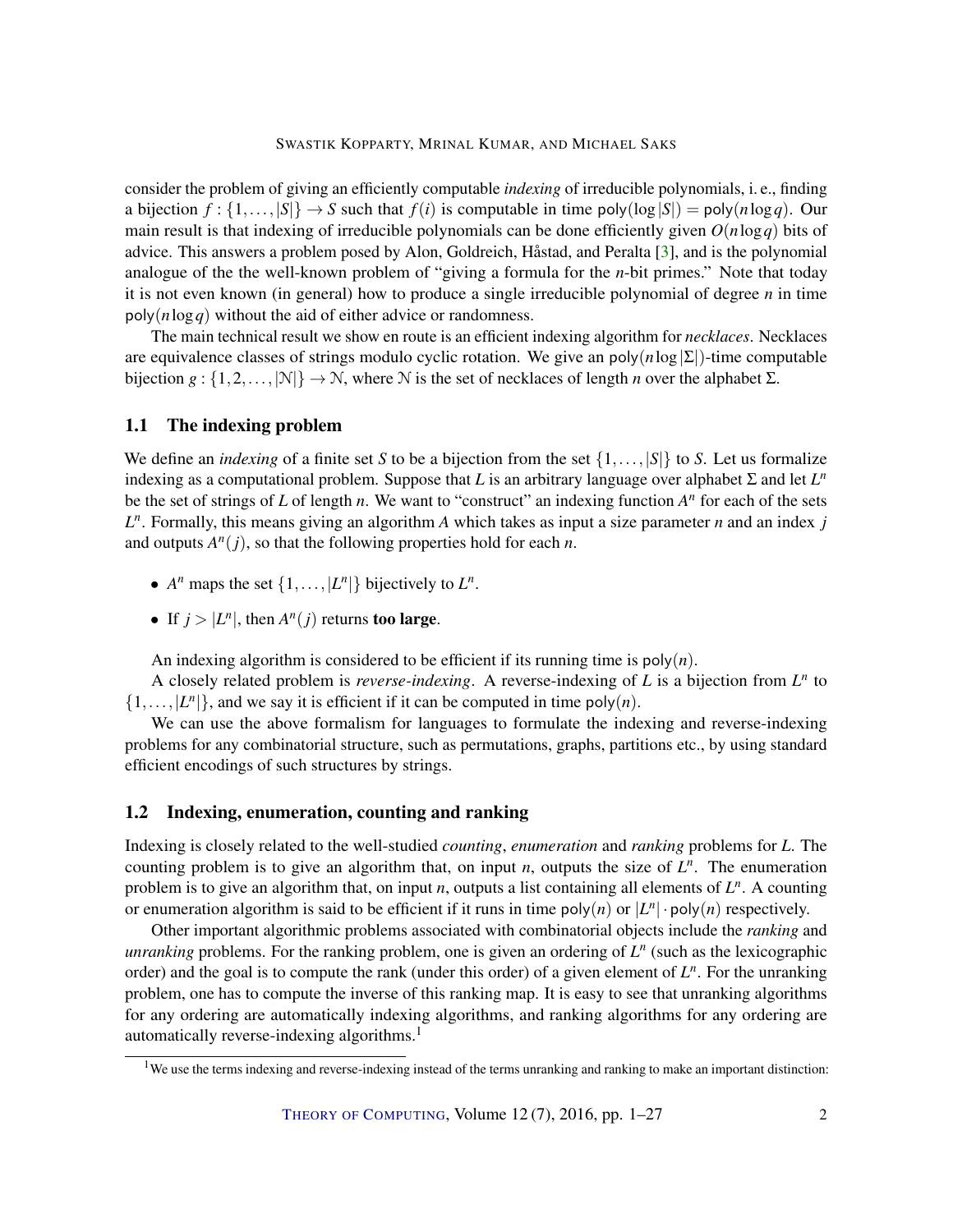consider the problem of giving an efficiently computable *indexing* of irreducible polynomials, i. e., finding a bijection $f : \{1, \ldots, |S|\} \to S$ such that $f(i)$ is computable in time $\mathsf{poly}(\log |S|) = \mathsf{poly}(n \log q)$. Our main result is that indexing of irreducible polynomials can be done efficiently given $O(n \log q)$ bits of advice. This answers a problem posed by Alon, Goldreich, Håstad, and Peralta [3], and is the polynomial analogue of the the well-known problem of "giving a formula for the $n$-bit primes." Note that today it is not even known (in general) how to produce a single irreducible polynomial of degree $n$ in time $\mathsf{poly}(n \log q)$ without the aid of either advice or randomness.

The main technical result we show en route is an efficient indexing algorithm for *necklaces*. Necklaces are equivalence classes of strings modulo cyclic rotation. We give an $\mathsf{poly}(n \log |\Sigma|)$-time computable bijection $g : \{1, 2, \ldots, |\mathcal{N}|\} \to \mathcal{N}$, where $\mathcal{N}$ is the set of necklaces of length $n$ over the alphabet $\Sigma$.

## 1.1 The indexing problem

We define an *indexing* of a finite set $S$ to be a bijection from the set $\{1, \ldots, |S|\}$ to $S$. Let us formalize indexing as a computational problem. Suppose that $L$ is an arbitrary language over alphabet $\Sigma$ and let $L^n$ be the set of strings of $L$ of length $n$. We want to "construct" an indexing function $A^n$ for each of the sets $L^n$. Formally, this means giving an algorithm $A$ which takes as input a size parameter $n$ and an index $j$ and outputs $A^n(j)$, so that the following properties hold for each $n$.

- $A^n$ maps the set $\{1, \ldots, |L^n|\}$ bijectively to $L^n$.
- If $j > |L^n|$, then $A^n(j)$ returns **too large**.

An indexing algorithm is considered to be efficient if its running time is $\mathsf{poly}(n)$.

A closely related problem is *reverse-indexing*. A reverse-indexing of $L$ is a bijection from $L^n$ to $\{1, \ldots, |L^n|\}$, and we say it is efficient if it can be computed in time $\mathsf{poly}(n)$.

We can use the above formalism for languages to formulate the indexing and reverse-indexing problems for any combinatorial structure, such as permutations, graphs, partitions etc., by using standard efficient encodings of such structures by strings.

## 1.2 Indexing, enumeration, counting and ranking

Indexing is closely related to the well-studied *counting*, *enumeration* and *ranking* problems for $L$. The counting problem is to give an algorithm that, on input $n$, outputs the size of $L^n$. The enumeration problem is to give an algorithm that, on input $n$, outputs a list containing all elements of $L^n$. A counting or enumeration algorithm is said to be efficient if it runs in time $\mathsf{poly}(n)$ or $|L^n| \cdot \mathsf{poly}(n)$ respectively.

Other important algorithmic problems associated with combinatorial objects include the *ranking* and *unranking* problems. For the ranking problem, one is given an ordering of $L^n$ (such as the lexicographic order) and the goal is to compute the rank (under this order) of a given element of $L^n$. For the unranking problem, one has to compute the inverse of this ranking map. It is easy to see that unranking algorithms for any ordering are automatically indexing algorithms, and ranking algorithms for any ordering are automatically reverse-indexing algorithms.[1]

[1] We use the terms indexing and reverse-indexing instead of the terms unranking and ranking to make an important distinction: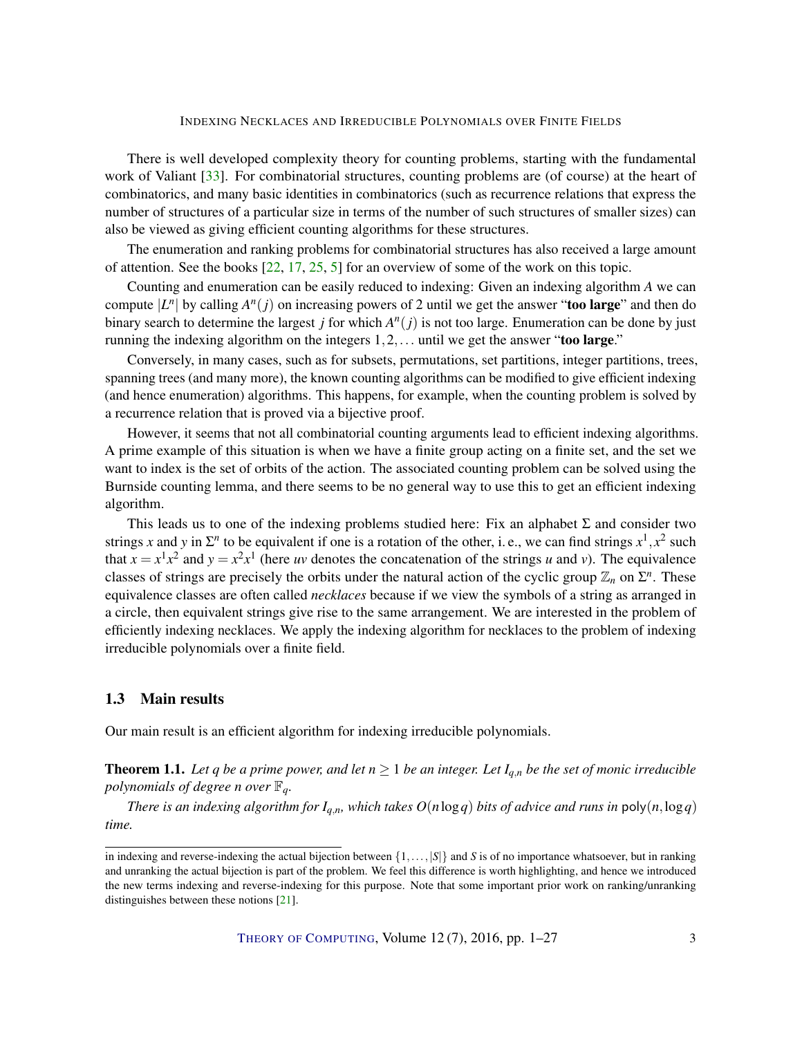There is well developed complexity theory for counting problems, starting with the fundamental work of Valiant [33]. For combinatorial structures, counting problems are (of course) at the heart of combinatorics, and many basic identities in combinatorics (such as recurrence relations that express the number of structures of a particular size in terms of the number of such structures of smaller sizes) can also be viewed as giving efficient counting algorithms for these structures.

The enumeration and ranking problems for combinatorial structures has also received a large amount of attention. See the books [22, 17, 25, 5] for an overview of some of the work on this topic.

Counting and enumeration can be easily reduced to indexing: Given an indexing algorithm $A$ we can compute $|L^n|$ by calling $A^n(j)$ on increasing powers of 2 until we get the answer "**too large**" and then do binary search to determine the largest $j$ for which $A^n(j)$ is not too large. Enumeration can be done by just running the indexing algorithm on the integers $1, 2, \ldots$ until we get the answer "**too large**."

Conversely, in many cases, such as for subsets, permutations, set partitions, integer partitions, trees, spanning trees (and many more), the known counting algorithms can be modified to give efficient indexing (and hence enumeration) algorithms. This happens, for example, when the counting problem is solved by a recurrence relation that is proved via a bijective proof.

However, it seems that not all combinatorial counting arguments lead to efficient indexing algorithms. A prime example of this situation is when we have a finite group acting on a finite set, and the set we want to index is the set of orbits of the action. The associated counting problem can be solved using the Burnside counting lemma, and there seems to be no general way to use this to get an efficient indexing algorithm.

This leads us to one of the indexing problems studied here: Fix an alphabet $\Sigma$ and consider two strings $x$ and $y$ in $\Sigma^n$ to be equivalent if one is a rotation of the other, i. e., we can find strings $x^1, x^2$ such that $x = x^1x^2$ and $y = x^2x^1$ (here $uv$ denotes the concatenation of the strings $u$ and $v$). The equivalence classes of strings are precisely the orbits under the natural action of the cyclic group $\mathbb{Z}_n$ on $\Sigma^n$. These equivalence classes are often called *necklaces* because if we view the symbols of a string as arranged in a circle, then equivalent strings give rise to the same arrangement. We are interested in the problem of efficiently indexing necklaces. We apply the indexing algorithm for necklaces to the problem of indexing irreducible polynomials over a finite field.

## 1.3 Main results

Our main result is an efficient algorithm for indexing irreducible polynomials.

**Theorem 1.1.** *Let $q$ be a prime power, and let $n \geq 1$ be an integer. Let $I_{q,n}$ be the set of monic irreducible polynomials of degree $n$ over $\mathbb{F}_q$.*

*There is an indexing algorithm for $I_{q,n}$, which takes $O(n \log q)$ bits of advice and runs in $\mathsf{poly}(n, \log q)$ time.*

---

in indexing and reverse-indexing the actual bijection between $\{1, \ldots, |S|\}$ and $S$ is of no importance whatsoever, but in ranking and unranking the actual bijection is part of the problem. We feel this difference is worth highlighting, and hence we introduced the new terms indexing and reverse-indexing for this purpose. Note that some important prior work on ranking/unranking distinguishes between these notions [21].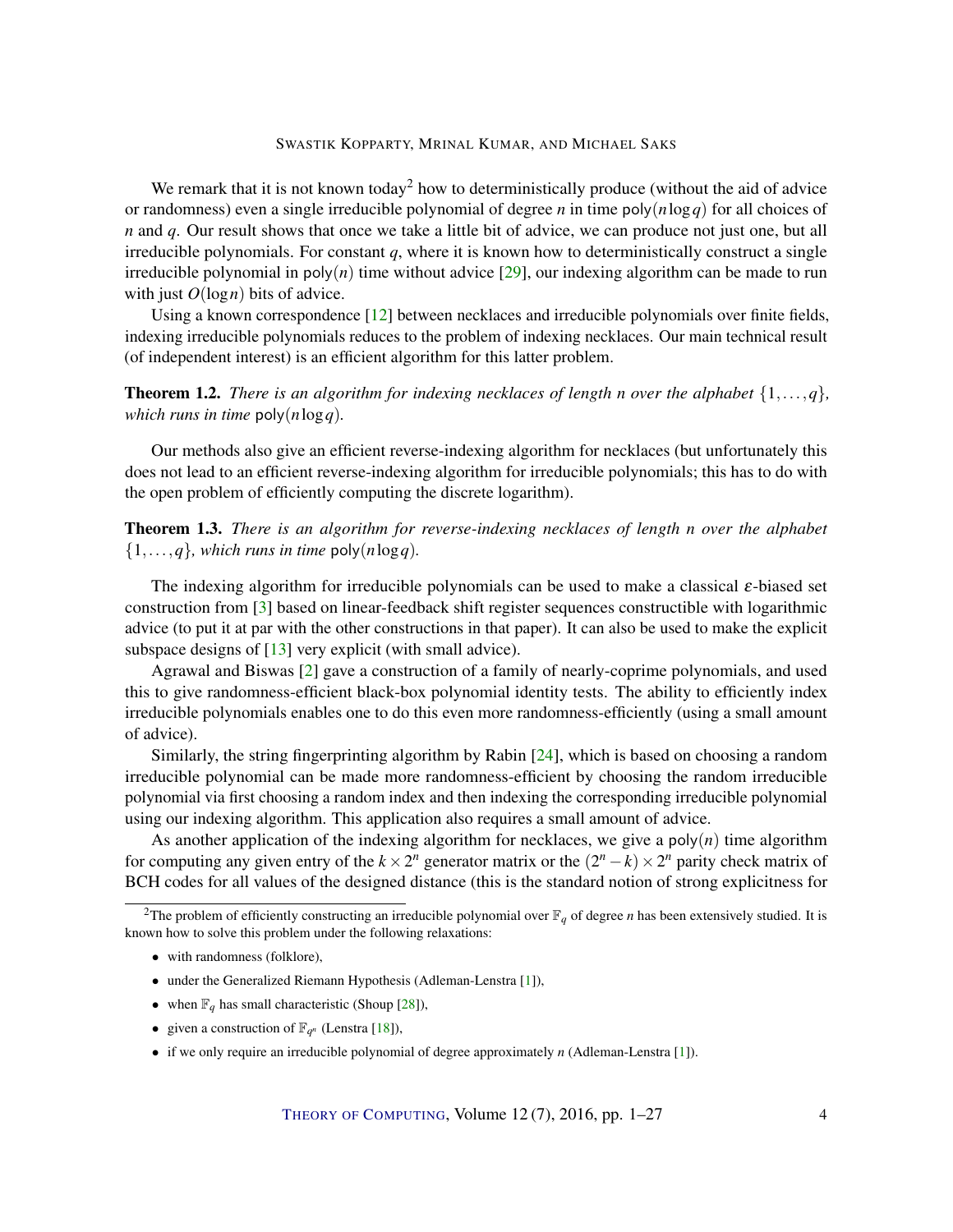We remark that it is not known today[2] how to deterministically produce (without the aid of advice or randomness) even a single irreducible polynomial of degree $n$ in time $\mathsf{poly}(n \log q)$ for all choices of $n$ and $q$. Our result shows that once we take a little bit of advice, we can produce not just one, but all irreducible polynomials. For constant $q$, where it is known how to deterministically construct a single irreducible polynomial in $\mathsf{poly}(n)$ time without advice [29], our indexing algorithm can be made to run with just $O(\log n)$ bits of advice.

Using a known correspondence [12] between necklaces and irreducible polynomials over finite fields, indexing irreducible polynomials reduces to the problem of indexing necklaces. Our main technical result (of independent interest) is an efficient algorithm for this latter problem.

**Theorem 1.2.** *There is an algorithm for indexing necklaces of length $n$ over the alphabet $\{1,\ldots,q\}$, which runs in time $\mathsf{poly}(n \log q)$.*

Our methods also give an efficient reverse-indexing algorithm for necklaces (but unfortunately this does not lead to an efficient reverse-indexing algorithm for irreducible polynomials; this has to do with the open problem of efficiently computing the discrete logarithm).

**Theorem 1.3.** *There is an algorithm for reverse-indexing necklaces of length $n$ over the alphabet $\{1,\ldots,q\}$, which runs in time $\mathsf{poly}(n \log q)$.*

The indexing algorithm for irreducible polynomials can be used to make a classical $\varepsilon$-biased set construction from [3] based on linear-feedback shift register sequences constructible with logarithmic advice (to put it at par with the other constructions in that paper). It can also be used to make the explicit subspace designs of [13] very explicit (with small advice).

Agrawal and Biswas [2] gave a construction of a family of nearly-coprime polynomials, and used this to give randomness-efficient black-box polynomial identity tests. The ability to efficiently index irreducible polynomials enables one to do this even more randomness-efficiently (using a small amount of advice).

Similarly, the string fingerprinting algorithm by Rabin [24], which is based on choosing a random irreducible polynomial can be made more randomness-efficient by choosing the random irreducible polynomial via first choosing a random index and then indexing the corresponding irreducible polynomial using our indexing algorithm. This application also requires a small amount of advice.

As another application of the indexing algorithm for necklaces, we give a $\mathsf{poly}(n)$ time algorithm for computing any given entry of the $k \times 2^n$ generator matrix or the $(2^n - k) \times 2^n$ parity check matrix of BCH codes for all values of the designed distance (this is the standard notion of strong explicitness for

[2] The problem of efficiently constructing an irreducible polynomial over $\mathbb{F}_q$ of degree $n$ has been extensively studied. It is known how to solve this problem under the following relaxations:

- with randomness (folklore),
- under the Generalized Riemann Hypothesis (Adleman-Lenstra [1]),
- when $\mathbb{F}_q$ has small characteristic (Shoup [28]),
- given a construction of $\mathbb{F}_{q^n}$ (Lenstra [18]),
- if we only require an irreducible polynomial of degree approximately $n$ (Adleman-Lenstra [1]).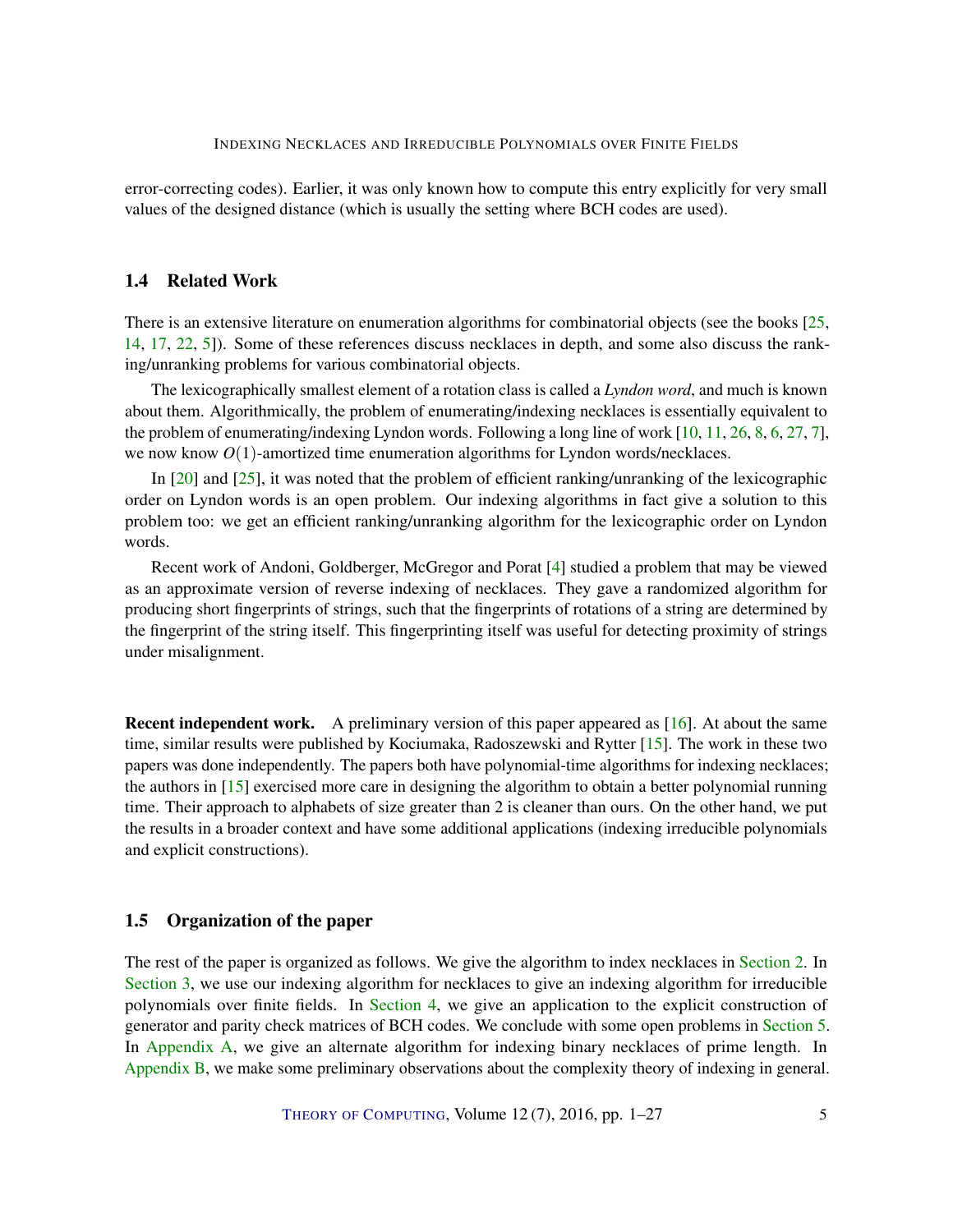error-correcting codes). Earlier, it was only known how to compute this entry explicitly for very small values of the designed distance (which is usually the setting where BCH codes are used).

### 1.4 Related Work

There is an extensive literature on enumeration algorithms for combinatorial objects (see the books [25, 14, 17, 22, 5]). Some of these references discuss necklaces in depth, and some also discuss the ranking/unranking problems for various combinatorial objects.

The lexicographically smallest element of a rotation class is called a *Lyndon word*, and much is known about them. Algorithmically, the problem of enumerating/indexing necklaces is essentially equivalent to the problem of enumerating/indexing Lyndon words. Following a long line of work [10, 11, 26, 8, 6, 27, 7], we now know $O(1)$-amortized time enumeration algorithms for Lyndon words/necklaces.

In [20] and [25], it was noted that the problem of efficient ranking/unranking of the lexicographic order on Lyndon words is an open problem. Our indexing algorithms in fact give a solution to this problem too: we get an efficient ranking/unranking algorithm for the lexicographic order on Lyndon words.

Recent work of Andoni, Goldberger, McGregor and Porat [4] studied a problem that may be viewed as an approximate version of reverse indexing of necklaces. They gave a randomized algorithm for producing short fingerprints of strings, such that the fingerprints of rotations of a string are determined by the fingerprint of the string itself. This fingerprinting itself was useful for detecting proximity of strings under misalignment.

**Recent independent work.** A preliminary version of this paper appeared as [16]. At about the same time, similar results were published by Kociumaka, Radoszewski and Rytter [15]. The work in these two papers was done independently. The papers both have polynomial-time algorithms for indexing necklaces; the authors in [15] exercised more care in designing the algorithm to obtain a better polynomial running time. Their approach to alphabets of size greater than 2 is cleaner than ours. On the other hand, we put the results in a broader context and have some additional applications (indexing irreducible polynomials and explicit constructions).

### 1.5 Organization of the paper

The rest of the paper is organized as follows. We give the algorithm to index necklaces in Section 2. In Section 3, we use our indexing algorithm for necklaces to give an indexing algorithm for irreducible polynomials over finite fields. In Section 4, we give an application to the explicit construction of generator and parity check matrices of BCH codes. We conclude with some open problems in Section 5. In Appendix A, we give an alternate algorithm for indexing binary necklaces of prime length. In Appendix B, we make some preliminary observations about the complexity theory of indexing in general.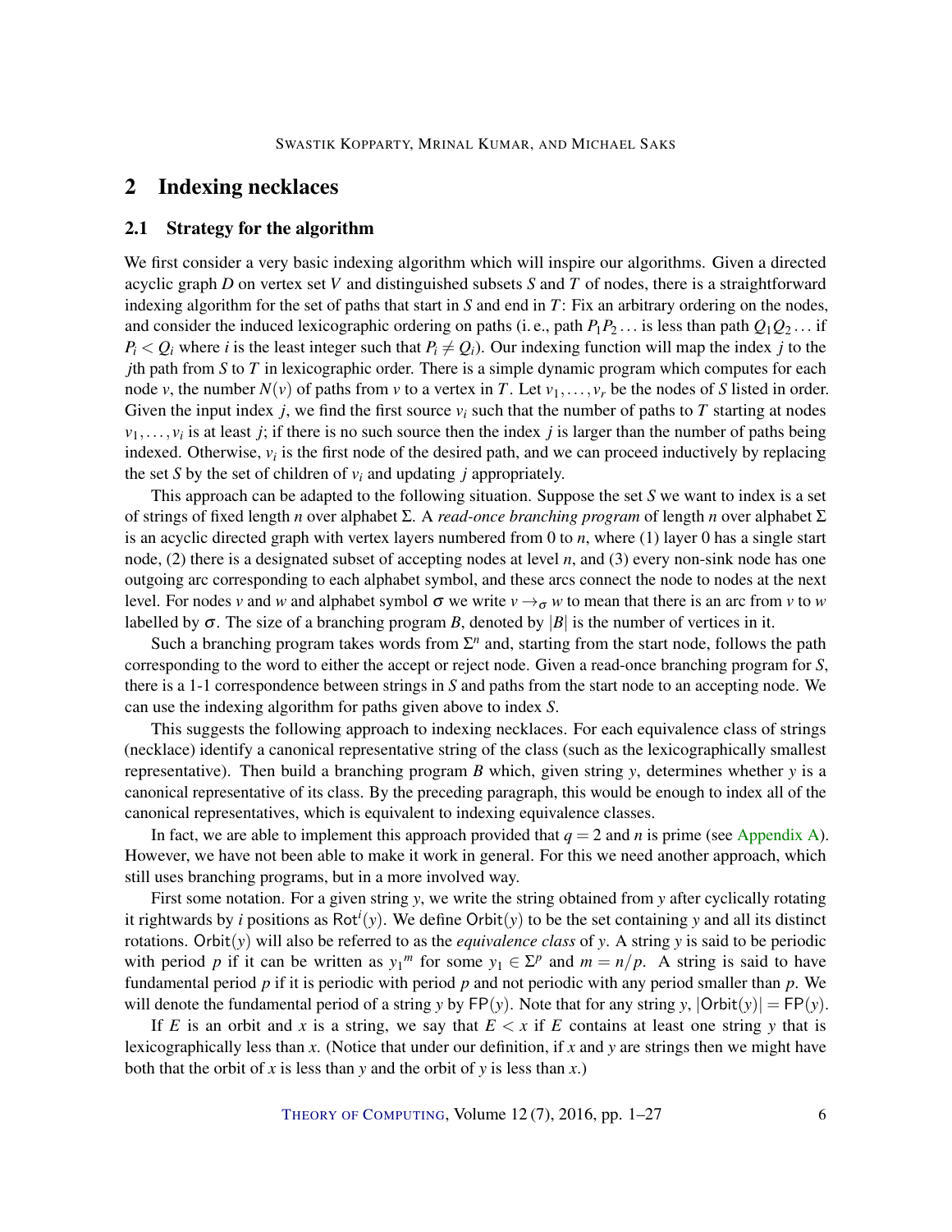## 2 Indexing necklaces

### 2.1 Strategy for the algorithm

We first consider a very basic indexing algorithm which will inspire our algorithms. Given a directed acyclic graph $D$ on vertex set $V$ and distinguished subsets $S$ and $T$ of nodes, there is a straightforward indexing algorithm for the set of paths that start in $S$ and end in $T$: Fix an arbitrary ordering on the nodes, and consider the induced lexicographic ordering on paths (i. e., path $P_1P_2\dots$ is less than path $Q_1Q_2\dots$ if $P_i < Q_i$ where $i$ is the least integer such that $P_i \neq Q_i$). Our indexing function will map the index $j$ to the $j$th path from $S$ to $T$ in lexicographic order. There is a simple dynamic program which computes for each node $v$, the number $N(v)$ of paths from $v$ to a vertex in $T$. Let $v_1,\dots,v_r$ be the nodes of $S$ listed in order. Given the input index $j$, we find the first source $v_i$ such that the number of paths to $T$ starting at nodes $v_1,\dots,v_i$ is at least $j$; if there is no such source then the index $j$ is larger than the number of paths being indexed. Otherwise, $v_i$ is the first node of the desired path, and we can proceed inductively by replacing the set $S$ by the set of children of $v_i$ and updating $j$ appropriately.

This approach can be adapted to the following situation. Suppose the set $S$ we want to index is a set of strings of fixed length $n$ over alphabet $\Sigma$. A *read-once branching program* of length $n$ over alphabet $\Sigma$ is an acyclic directed graph with vertex layers numbered from 0 to $n$, where (1) layer 0 has a single start node, (2) there is a designated subset of accepting nodes at level $n$, and (3) every non-sink node has one outgoing arc corresponding to each alphabet symbol, and these arcs connect the node to nodes at the next level. For nodes $v$ and $w$ and alphabet symbol $\sigma$ we write $v \to_\sigma w$ to mean that there is an arc from $v$ to $w$ labelled by $\sigma$. The size of a branching program $B$, denoted by $|B|$ is the number of vertices in it.

Such a branching program takes words from $\Sigma^n$ and, starting from the start node, follows the path corresponding to the word to either the accept or reject node. Given a read-once branching program for $S$, there is a 1-1 correspondence between strings in $S$ and paths from the start node to an accepting node. We can use the indexing algorithm for paths given above to index $S$.

This suggests the following approach to indexing necklaces. For each equivalence class of strings (necklace) identify a canonical representative string of the class (such as the lexicographically smallest representative). Then build a branching program $B$ which, given string $y$, determines whether $y$ is a canonical representative of its class. By the preceding paragraph, this would be enough to index all of the canonical representatives, which is equivalent to indexing equivalence classes.

In fact, we are able to implement this approach provided that $q = 2$ and $n$ is prime (see Appendix A). However, we have not been able to make it work in general. For this we need another approach, which still uses branching programs, but in a more involved way.

First some notation. For a given string $y$, we write the string obtained from $y$ after cyclically rotating it rightwards by $i$ positions as $\mathsf{Rot}^i(y)$. We define $\mathsf{Orbit}(y)$ to be the set containing $y$ and all its distinct rotations. $\mathsf{Orbit}(y)$ will also be referred to as the *equivalence class* of $y$. A string $y$ is said to be periodic with period $p$ if it can be written as ${y_1}^m$ for some $y_1 \in \Sigma^p$ and $m = n/p$. A string is said to have fundamental period $p$ if it is periodic with period $p$ and not periodic with any period smaller than $p$. We will denote the fundamental period of a string $y$ by $\mathsf{FP}(y)$. Note that for any string $y$, $|\mathsf{Orbit}(y)| = \mathsf{FP}(y)$.

If $E$ is an orbit and $x$ is a string, we say that $E < x$ if $E$ contains at least one string $y$ that is lexicographically less than $x$. (Notice that under our definition, if $x$ and $y$ are strings then we might have both that the orbit of $x$ is less than $y$ and the orbit of $y$ is less than $x$.)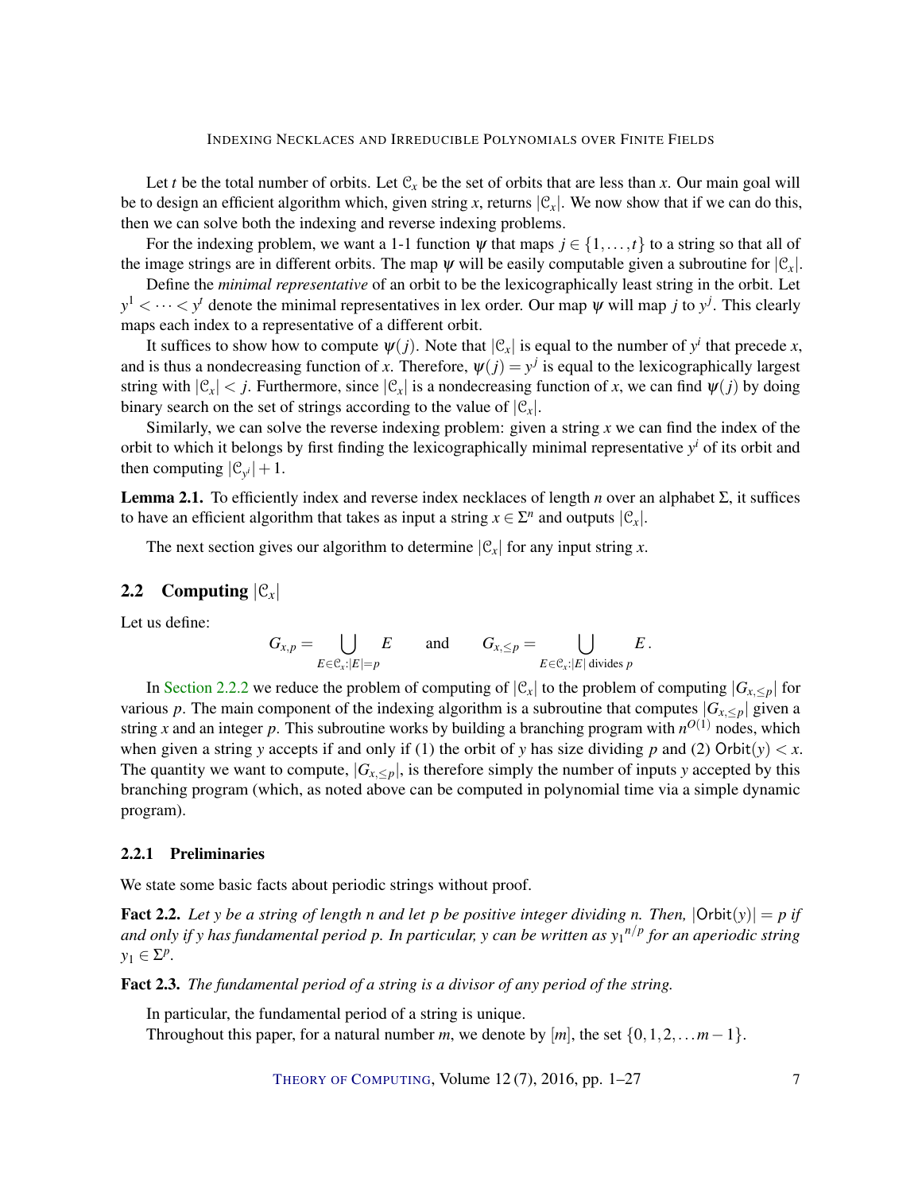Let $t$ be the total number of orbits. Let $\mathcal{C}_x$ be the set of orbits that are less than $x$. Our main goal will be to design an efficient algorithm which, given string $x$, returns $|\mathcal{C}_x|$. We now show that if we can do this, then we can solve both the indexing and reverse indexing problems.

For the indexing problem, we want a 1-1 function $\psi$ that maps $j \in \{1,\ldots,t\}$ to a string so that all of the image strings are in different orbits. The map $\psi$ will be easily computable given a subroutine for $|\mathcal{C}_x|$.

Define the *minimal representative* of an orbit to be the lexicographically least string in the orbit. Let $y^1 < \cdots < y^t$ denote the minimal representatives in lex order. Our map $\psi$ will map $j$ to $y^j$. This clearly maps each index to a representative of a different orbit.

It suffices to show how to compute $\psi(j)$. Note that $|\mathcal{C}_x|$ is equal to the number of $y^i$ that precede $x$, and is thus a nondecreasing function of $x$. Therefore, $\psi(j) = y^j$ is equal to the lexicographically largest string with $|\mathcal{C}_x| < j$. Furthermore, since $|\mathcal{C}_x|$ is a nondecreasing function of $x$, we can find $\psi(j)$ by doing binary search on the set of strings according to the value of $|\mathcal{C}_x|$.

Similarly, we can solve the reverse indexing problem: given a string $x$ we can find the index of the orbit to which it belongs by first finding the lexicographically minimal representative $y^i$ of its orbit and then computing $|\mathcal{C}_{y^i}|+1$.

**Lemma 2.1.** To efficiently index and reverse index necklaces of length $n$ over an alphabet $\Sigma$, it suffices to have an efficient algorithm that takes as input a string $x \in \Sigma^n$ and outputs $|\mathcal{C}_x|$.

The next section gives our algorithm to determine $|\mathcal{C}_x|$ for any input string $x$.

## 2.2 Computing $|\mathcal{C}_x|$

Let us define:

$$G_{x,p} = \bigcup_{E \in \mathcal{C}_x : |E| = p} E \qquad \text{and} \qquad G_{x,\leq p} = \bigcup_{E \in \mathcal{C}_x : |E| \text{ divides } p} E\,.$$

In Section 2.2.2 we reduce the problem of computing of $|\mathcal{C}_x|$ to the problem of computing $|G_{x,\leq p}|$ for various $p$. The main component of the indexing algorithm is a subroutine that computes $|G_{x,\leq p}|$ given a string $x$ and an integer $p$. This subroutine works by building a branching program with $n^{O(1)}$ nodes, which when given a string $y$ accepts if and only if (1) the orbit of $y$ has size dividing $p$ and (2) $\mathsf{Orbit}(y) < x$. The quantity we want to compute, $|G_{x,\leq p}|$, is therefore simply the number of inputs $y$ accepted by this branching program (which, as noted above can be computed in polynomial time via a simple dynamic program).

### 2.2.1 Preliminaries

We state some basic facts about periodic strings without proof.

**Fact 2.2.** *Let $y$ be a string of length $n$ and let $p$ be positive integer dividing $n$. Then, $|\mathsf{Orbit}(y)| = p$ if and only if $y$ has fundamental period $p$. In particular, $y$ can be written as ${y_1}^{n/p}$ for an aperiodic string $y_1 \in \Sigma^p$.*

**Fact 2.3.** *The fundamental period of a string is a divisor of any period of the string.*

In particular, the fundamental period of a string is unique.

Throughout this paper, for a natural number $m$, we denote by $[m]$, the set $\{0,1,2,\ldots m-1\}$.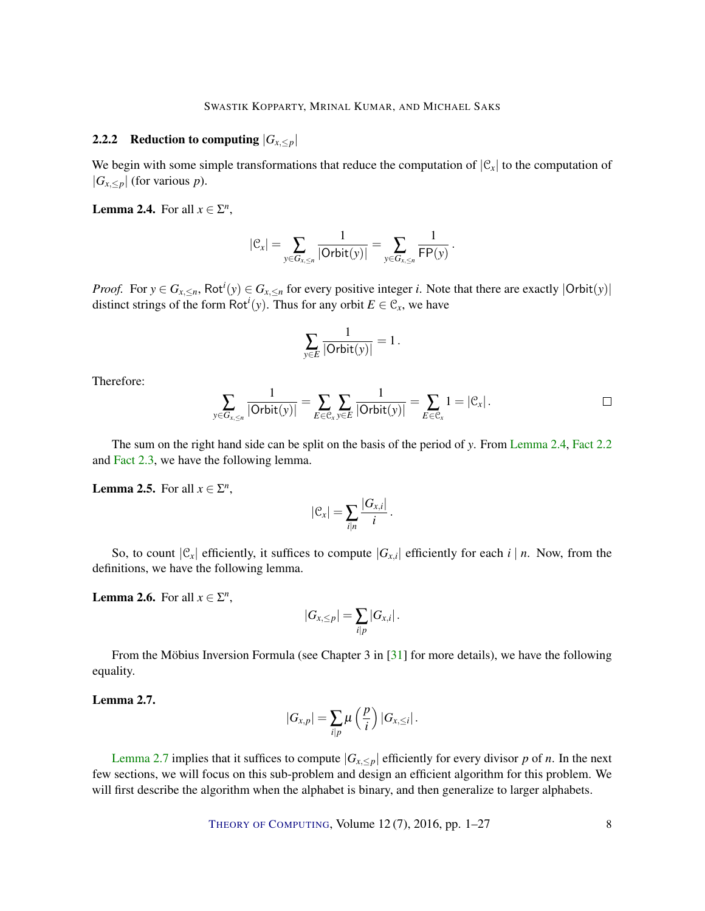#### 2.2.2 Reduction to computing $|G_{x,\leq p}|$

We begin with some simple transformations that reduce the computation of $|\mathcal{C}_x|$ to the computation of $|G_{x,\leq p}|$ (for various $p$).

**Lemma 2.4.** For all $x \in \Sigma^n$,

$$|\mathcal{C}_x| = \sum_{y \in G_{x,\leq n}} \frac{1}{|\mathsf{Orbit}(y)|} = \sum_{y \in G_{x,\leq n}} \frac{1}{\mathsf{FP}(y)}.$$

*Proof.* For $y \in G_{x,\leq n}$, $\mathsf{Rot}^i(y) \in G_{x,\leq n}$ for every positive integer $i$. Note that there are exactly $|\mathsf{Orbit}(y)|$ distinct strings of the form $\mathsf{Rot}^i(y)$. Thus for any orbit $E \in \mathcal{C}_x$, we have

$$\sum_{y \in E} \frac{1}{|\mathsf{Orbit}(y)|} = 1.$$

Therefore:

$$\sum_{y \in G_{x,\leq n}} \frac{1}{|\mathsf{Orbit}(y)|} = \sum_{E \in \mathcal{C}_x} \sum_{y \in E} \frac{1}{|\mathsf{Orbit}(y)|} = \sum_{E \in \mathcal{C}_x} 1 = |\mathcal{C}_x|.$$

□

The sum on the right hand side can be split on the basis of the period of $y$. From Lemma 2.4, Fact 2.2 and Fact 2.3, we have the following lemma.

**Lemma 2.5.** For all $x \in \Sigma^n$,

$$|\mathcal{C}_x| = \sum_{i|n} \frac{|G_{x,i}|}{i}.$$

So, to count $|\mathcal{C}_x|$ efficiently, it suffices to compute $|G_{x,i}|$ efficiently for each $i \mid n$. Now, from the definitions, we have the following lemma.

**Lemma 2.6.** For all $x \in \Sigma^n$,

$$|G_{x,\leq p}| = \sum_{i|p} |G_{x,i}|.$$

From the Möbius Inversion Formula (see Chapter 3 in [31] for more details), we have the following equality.

**Lemma 2.7.**

$$|G_{x,p}| = \sum_{i|p} \mu\left(\frac{p}{i}\right) |G_{x,\leq i}|.$$

Lemma 2.7 implies that it suffices to compute $|G_{x,\leq p}|$ efficiently for every divisor $p$ of $n$. In the next few sections, we will focus on this sub-problem and design an efficient algorithm for this problem. We will first describe the algorithm when the alphabet is binary, and then generalize to larger alphabets.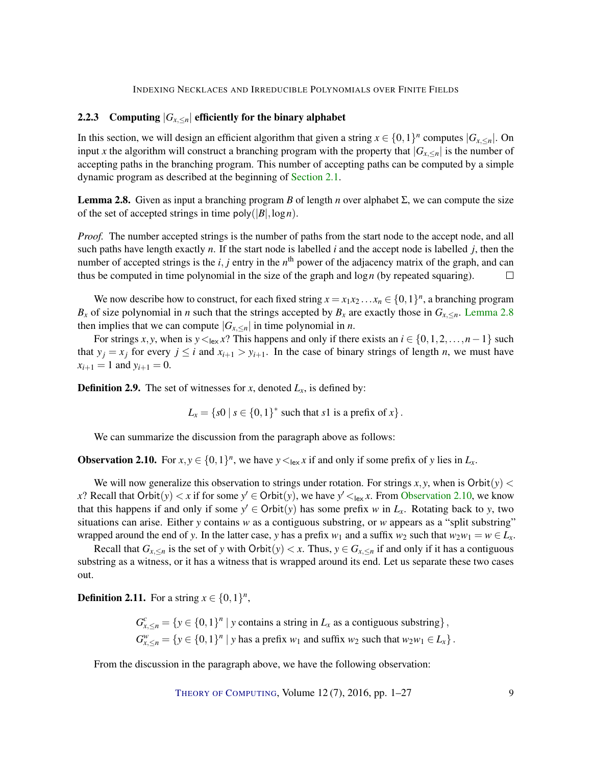### 2.2.3 Computing $|G_{x,\leq n}|$ efficiently for the binary alphabet

In this section, we will design an efficient algorithm that given a string $x \in \{0,1\}^n$ computes $|G_{x,\leq n}|$. On input $x$ the algorithm will construct a branching program with the property that $|G_{x,\leq n}|$ is the number of accepting paths in the branching program. This number of accepting paths can be computed by a simple dynamic program as described at the beginning of Section 2.1.

**Lemma 2.8.** Given as input a branching program $B$ of length $n$ over alphabet $\Sigma$, we can compute the size of the set of accepted strings in time $\mathsf{poly}(|B|, \log n)$.

*Proof.* The number accepted strings is the number of paths from the start node to the accept node, and all such paths have length exactly $n$. If the start node is labelled $i$ and the accept node is labelled $j$, then the number of accepted strings is the $i, j$ entry in the $n^{\text{th}}$ power of the adjacency matrix of the graph, and can thus be computed in time polynomial in the size of the graph and $\log n$ (by repeated squaring). $\square$

We now describe how to construct, for each fixed string $x = x_1 x_2 \dots x_n \in \{0,1\}^n$, a branching program $B_x$ of size polynomial in $n$ such that the strings accepted by $B_x$ are exactly those in $G_{x,\leq n}$. Lemma 2.8 then implies that we can compute $|G_{x,\leq n}|$ in time polynomial in $n$.

For strings $x, y$, when is $y <_{\mathsf{lex}} x$? This happens and only if there exists an $i \in \{0,1,2,\dots,n-1\}$ such that $y_j = x_j$ for every $j \leq i$ and $x_{i+1} > y_{i+1}$. In the case of binary strings of length $n$, we must have $x_{i+1} = 1$ and $y_{i+1} = 0$.

**Definition 2.9.** The set of witnesses for $x$, denoted $L_x$, is defined by:

$$L_x = \{s0 \mid s \in \{0,1\}^* \text{ such that } s1 \text{ is a prefix of } x\}.$$

We can summarize the discussion from the paragraph above as follows:

**Observation 2.10.** For $x, y \in \{0,1\}^n$, we have $y <_{\mathsf{lex}} x$ if and only if some prefix of $y$ lies in $L_x$.

We will now generalize this observation to strings under rotation. For strings $x, y$, when is $\mathsf{Orbit}(y) < x$? Recall that $\mathsf{Orbit}(y) < x$ if for some $y' \in \mathsf{Orbit}(y)$, we have $y' <_{\mathsf{lex}} x$. From Observation 2.10, we know that this happens if and only if some $y' \in \mathsf{Orbit}(y)$ has some prefix $w$ in $L_x$. Rotating back to $y$, two situations can arise. Either $y$ contains $w$ as a contiguous substring, or $w$ appears as a "split substring" wrapped around the end of $y$. In the latter case, $y$ has a prefix $w_1$ and a suffix $w_2$ such that $w_2 w_1 = w \in L_x$.

Recall that $G_{x,\leq n}$ is the set of $y$ with $\mathsf{Orbit}(y) < x$. Thus, $y \in G_{x,\leq n}$ if and only if it has a contiguous substring as a witness, or it has a witness that is wrapped around its end. Let us separate these two cases out.

**Definition 2.11.** For a string $x \in \{0,1\}^n$,

$$G^c_{x,\leq n} = \{y \in \{0,1\}^n \mid y \text{ contains a string in } L_x \text{ as a contiguous substring}\},$$
$$G^w_{x,\leq n} = \{y \in \{0,1\}^n \mid y \text{ has a prefix } w_1 \text{ and suffix } w_2 \text{ such that } w_2 w_1 \in L_x\}.$$

From the discussion in the paragraph above, we have the following observation: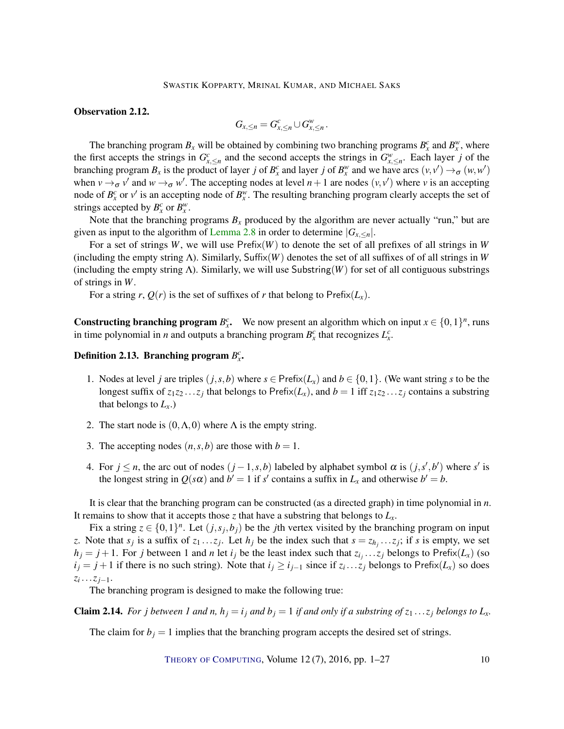**Observation 2.12.**

$$G_{x,\leq n} = G^c_{x,\leq n} \cup G^w_{x,\leq n}\,.$$

The branching program $B_x$ will be obtained by combining two branching programs $B^c_x$ and $B^w_x$, where the first accepts the strings in $G^c_{x,\leq n}$ and the second accepts the strings in $G^w_{x,\leq n}$. Each layer $j$ of the branching program $B_x$ is the product of layer $j$ of $B^c_x$ and layer $j$ of $B^w_x$ and we have arcs $(v,v') \to_\sigma (w,w')$ when $v \to_\sigma v'$ and $w \to_\sigma w'$. The accepting nodes at level $n+1$ are nodes $(v,v')$ where $v$ is an accepting node of $B^c_x$ or $v'$ is an accepting node of $B^w_x$. The resulting branching program clearly accepts the set of strings accepted by $B^c_x$ or $B^w_x$.

Note that the branching programs $B_x$ produced by the algorithm are never actually "run," but are given as input to the algorithm of Lemma 2.8 in order to determine $|G_{x,\leq n}|$.

For a set of strings $W$, we will use $\mathsf{Prefix}(W)$ to denote the set of all prefixes of all strings in $W$ (including the empty string $\Lambda$). Similarly, $\mathsf{Suffix}(W)$ denotes the set of all suffixes of of all strings in $W$ (including the empty string $\Lambda$). Similarly, we will use $\mathsf{Substring}(W)$ for set of all contiguous substrings of strings in $W$.

For a string $r$, $Q(r)$ is the set of suffixes of $r$ that belong to $\mathsf{Prefix}(L_x)$.

**Constructing branching program $B^c_x$.** We now present an algorithm which on input $x \in \{0,1\}^n$, runs in time polynomial in $n$ and outputs a branching program $B^c_x$ that recognizes $L^c_x$.

**Definition 2.13. Branching program $B^c_x$.**

1. Nodes at level $j$ are triples $(j,s,b)$ where $s \in \mathsf{Prefix}(L_x)$ and $b \in \{0,1\}$. (We want string $s$ to be the longest suffix of $z_1 z_2 \ldots z_j$ that belongs to $\mathsf{Prefix}(L_x)$, and $b = 1$ iff $z_1 z_2 \ldots z_j$ contains a substring that belongs to $L_x$.)
2. The start node is $(0,\Lambda,0)$ where $\Lambda$ is the empty string.
3. The accepting nodes $(n,s,b)$ are those with $b = 1$.
4. For $j \leq n$, the arc out of nodes $(j-1,s,b)$ labeled by alphabet symbol $\alpha$ is $(j,s',b')$ where $s'$ is the longest string in $Q(s\alpha)$ and $b' = 1$ if $s'$ contains a suffix in $L_x$ and otherwise $b' = b$.

It is clear that the branching program can be constructed (as a directed graph) in time polynomial in $n$. It remains to show that it accepts those $z$ that have a substring that belongs to $L_x$.

Fix a string $z \in \{0,1\}^n$. Let $(j,s_j,b_j)$ be the $j$th vertex visited by the branching program on input $z$. Note that $s_j$ is a suffix of $z_1 \ldots z_j$. Let $h_j$ be the index such that $s = z_{h_j} \ldots z_j$; if $s$ is empty, we set $h_j = j+1$. For $j$ between 1 and $n$ let $i_j$ be the least index such that $z_{i_j} \ldots z_j$ belongs to $\mathsf{Prefix}(L_x)$ (so $i_j = j+1$ if there is no such string). Note that $i_j \geq i_{j-1}$ since if $z_i \ldots z_j$ belongs to $\mathsf{Prefix}(L_x)$ so does $z_i \ldots z_{j-1}$.

The branching program is designed to make the following true:

**Claim 2.14.** *For $j$ between 1 and $n$, $h_j = i_j$ and $b_j = 1$ if and only if a substring of $z_1 \ldots z_j$ belongs to $L_x$.*

The claim for $b_j = 1$ implies that the branching program accepts the desired set of strings.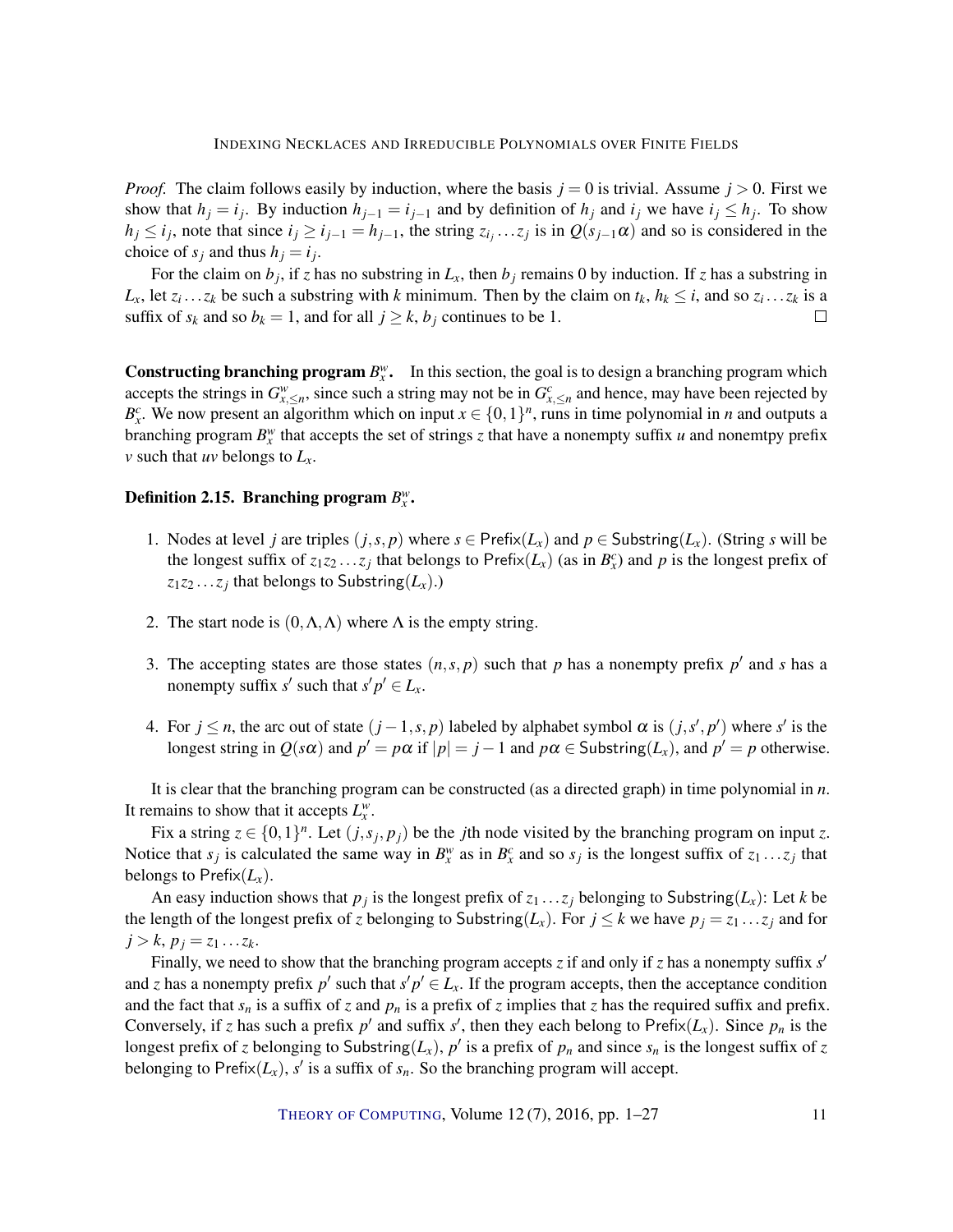*Proof.* The claim follows easily by induction, where the basis $j = 0$ is trivial. Assume $j > 0$. First we show that $h_j = i_j$. By induction $h_{j-1} = i_{j-1}$ and by definition of $h_j$ and $i_j$ we have $i_j \le h_j$. To show $h_j \le i_j$, note that since $i_j \ge i_{j-1} = h_{j-1}$, the string $z_{i_j} \dots z_j$ is in $Q(s_{j-1}\alpha)$ and so is considered in the choice of $s_j$ and thus $h_j = i_j$.

For the claim on $b_j$, if $z$ has no substring in $L_x$, then $b_j$ remains 0 by induction. If $z$ has a substring in $L_x$, let $z_i \dots z_k$ be such a substring with $k$ minimum. Then by the claim on $t_k$, $h_k \le i$, and so $z_i \dots z_k$ is a suffix of $s_k$ and so $b_k = 1$, and for all $j \ge k$, $b_j$ continues to be 1. $\square$

**Constructing branching program $B_x^w$.** In this section, the goal is to design a branching program which accepts the strings in $G^w_{x,\le n}$, since such a string may not be in $G^c_{x,\le n}$ and hence, may have been rejected by $B_x^c$. We now present an algorithm which on input $x \in \{0,1\}^n$, runs in time polynomial in $n$ and outputs a branching program $B_x^w$ that accepts the set of strings $z$ that have a nonempty suffix $u$ and nonemtpy prefix $v$ such that $uv$ belongs to $L_x$.

**Definition 2.15. Branching program $B_x^w$.**

1. Nodes at level $j$ are triples $(j,s,p)$ where $s \in \mathsf{Prefix}(L_x)$ and $p \in \mathsf{Substring}(L_x)$. (String $s$ will be the longest suffix of $z_1 z_2 \dots z_j$ that belongs to $\mathsf{Prefix}(L_x)$ (as in $B_x^c$) and $p$ is the longest prefix of $z_1 z_2 \dots z_j$ that belongs to $\mathsf{Substring}(L_x)$.)

2. The start node is $(0,\Lambda,\Lambda)$ where $\Lambda$ is the empty string.

3. The accepting states are those states $(n,s,p)$ such that $p$ has a nonempty prefix $p'$ and $s$ has a nonempty suffix $s'$ such that $s'p' \in L_x$.

4. For $j \le n$, the arc out of state $(j-1,s,p)$ labeled by alphabet symbol $\alpha$ is $(j,s',p')$ where $s'$ is the longest string in $Q(s\alpha)$ and $p' = p\alpha$ if $|p| = j-1$ and $p\alpha \in \mathsf{Substring}(L_x)$, and $p' = p$ otherwise.

It is clear that the branching program can be constructed (as a directed graph) in time polynomial in $n$. It remains to show that it accepts $L_x^w$.

Fix a string $z \in \{0,1\}^n$. Let $(j,s_j,p_j)$ be the $j$th node visited by the branching program on input $z$. Notice that $s_j$ is calculated the same way in $B_x^w$ as in $B_x^c$ and so $s_j$ is the longest suffix of $z_1 \dots z_j$ that belongs to $\mathsf{Prefix}(L_x)$.

An easy induction shows that $p_j$ is the longest prefix of $z_1 \dots z_j$ belonging to $\mathsf{Substring}(L_x)$: Let $k$ be the length of the longest prefix of $z$ belonging to $\mathsf{Substring}(L_x)$. For $j \le k$ we have $p_j = z_1 \dots z_j$ and for $j > k$, $p_j = z_1 \dots z_k$.

Finally, we need to show that the branching program accepts $z$ if and only if $z$ has a nonempty suffix $s'$ and $z$ has a nonempty prefix $p'$ such that $s'p' \in L_x$. If the program accepts, then the acceptance condition and the fact that $s_n$ is a suffix of $z$ and $p_n$ is a prefix of $z$ implies that $z$ has the required suffix and prefix. Conversely, if $z$ has such a prefix $p'$ and suffix $s'$, then they each belong to $\mathsf{Prefix}(L_x)$. Since $p_n$ is the longest prefix of $z$ belonging to $\mathsf{Substring}(L_x)$, $p'$ is a prefix of $p_n$ and since $s_n$ is the longest suffix of $z$ belonging to $\mathsf{Prefix}(L_x)$, $s'$ is a suffix of $s_n$. So the branching program will accept.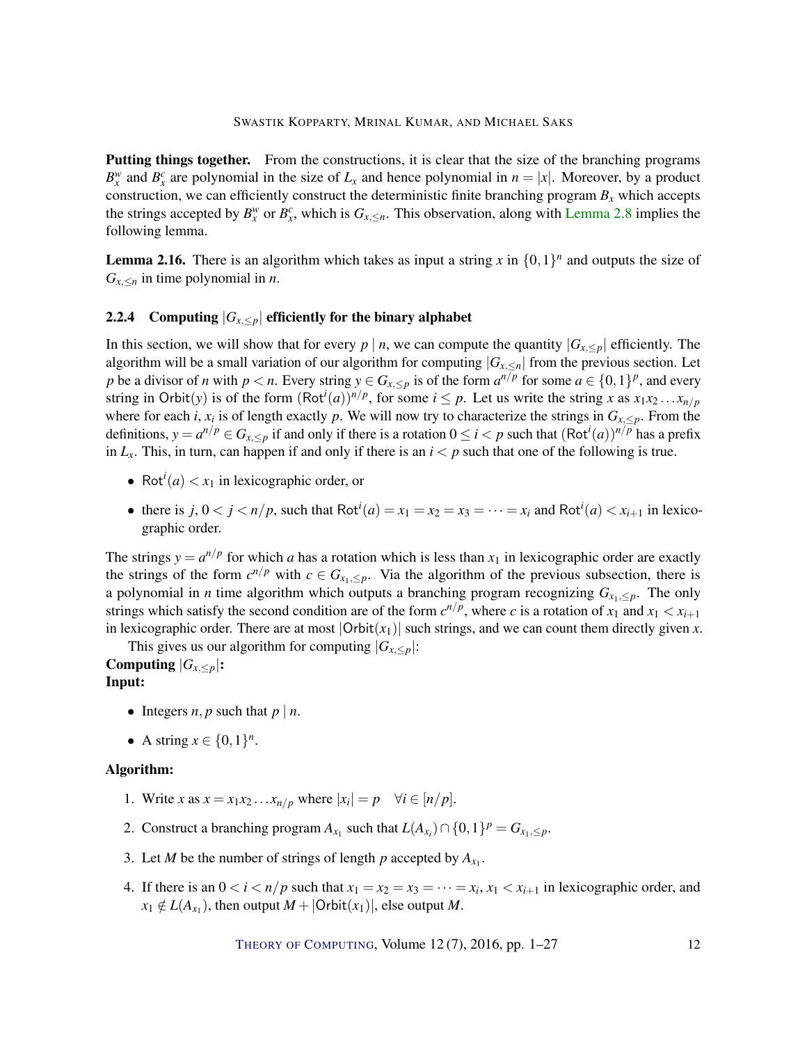**Putting things together.** From the constructions, it is clear that the size of the branching programs $B_x^w$ and $B_x^c$ are polynomial in the size of $L_x$ and hence polynomial in $n = |x|$. Moreover, by a product construction, we can efficiently construct the deterministic finite branching program $B_x$ which accepts the strings accepted by $B_x^w$ or $B_x^c$, which is $G_{x,\leq n}$. This observation, along with Lemma 2.8 implies the following lemma.

**Lemma 2.16.** There is an algorithm which takes as input a string $x$ in $\{0,1\}^n$ and outputs the size of $G_{x,\leq n}$ in time polynomial in $n$.

### 2.2.4 Computing $|G_{x,\leq p}|$ efficiently for the binary alphabet

In this section, we will show that for every $p \mid n$, we can compute the quantity $|G_{x,\leq p}|$ efficiently. The algorithm will be a small variation of our algorithm for computing $|G_{x,\leq n}|$ from the previous section. Let $p$ be a divisor of $n$ with $p < n$. Every string $y \in G_{x,\leq p}$ is of the form $a^{n/p}$ for some $a \in \{0,1\}^p$, and every string in $\mathsf{Orbit}(y)$ is of the form $(\mathsf{Rot}^i(a))^{n/p}$, for some $i \leq p$. Let us write the string $x$ as $x_1 x_2 \ldots x_{n/p}$ where for each $i$, $x_i$ is of length exactly $p$. We will now try to characterize the strings in $G_{x,\leq p}$. From the definitions, $y = a^{n/p} \in G_{x,\leq p}$ if and only if there is a rotation $0 \leq i < p$ such that $(\mathsf{Rot}^i(a))^{n/p}$ has a prefix in $L_x$. This, in turn, can happen if and only if there is an $i < p$ such that one of the following is true.

- $\mathsf{Rot}^i(a) < x_1$ in lexicographic order, or
- there is $j$, $0 < j < n/p$, such that $\mathsf{Rot}^i(a) = x_1 = x_2 = x_3 = \cdots = x_i$ and $\mathsf{Rot}^i(a) < x_{i+1}$ in lexicographic order.

The strings $y = a^{n/p}$ for which $a$ has a rotation which is less than $x_1$ in lexicographic order are exactly the strings of the form $c^{n/p}$ with $c \in G_{x_1,\leq p}$. Via the algorithm of the previous subsection, there is a polynomial in $n$ time algorithm which outputs a branching program recognizing $G_{x_1,\leq p}$. The only strings which satisfy the second condition are of the form $c^{n/p}$, where $c$ is a rotation of $x_1$ and $x_1 < x_{i+1}$ in lexicographic order. There are at most $|\mathsf{Orbit}(x_1)|$ such strings, and we can count them directly given $x$.

This gives us our algorithm for computing $|G_{x,\leq p}|$:

**Computing $|G_{x,\leq p}|$:**

**Input:**

- Integers $n, p$ such that $p \mid n$.
- A string $x \in \{0,1\}^n$.

**Algorithm:**

1. Write $x$ as $x = x_1 x_2 \ldots x_{n/p}$ where $|x_i| = p \quad \forall i \in [n/p]$.
2. Construct a branching program $A_{x_1}$ such that $L(A_{x_i}) \cap \{0,1\}^p = G_{x_1,\leq p}$.
3. Let $M$ be the number of strings of length $p$ accepted by $A_{x_1}$.
4. If there is an $0 < i < n/p$ such that $x_1 = x_2 = x_3 = \cdots = x_i$, $x_1 < x_{i+1}$ in lexicographic order, and $x_1 \notin L(A_{x_1})$, then output $M + |\mathsf{Orbit}(x_1)|$, else output $M$.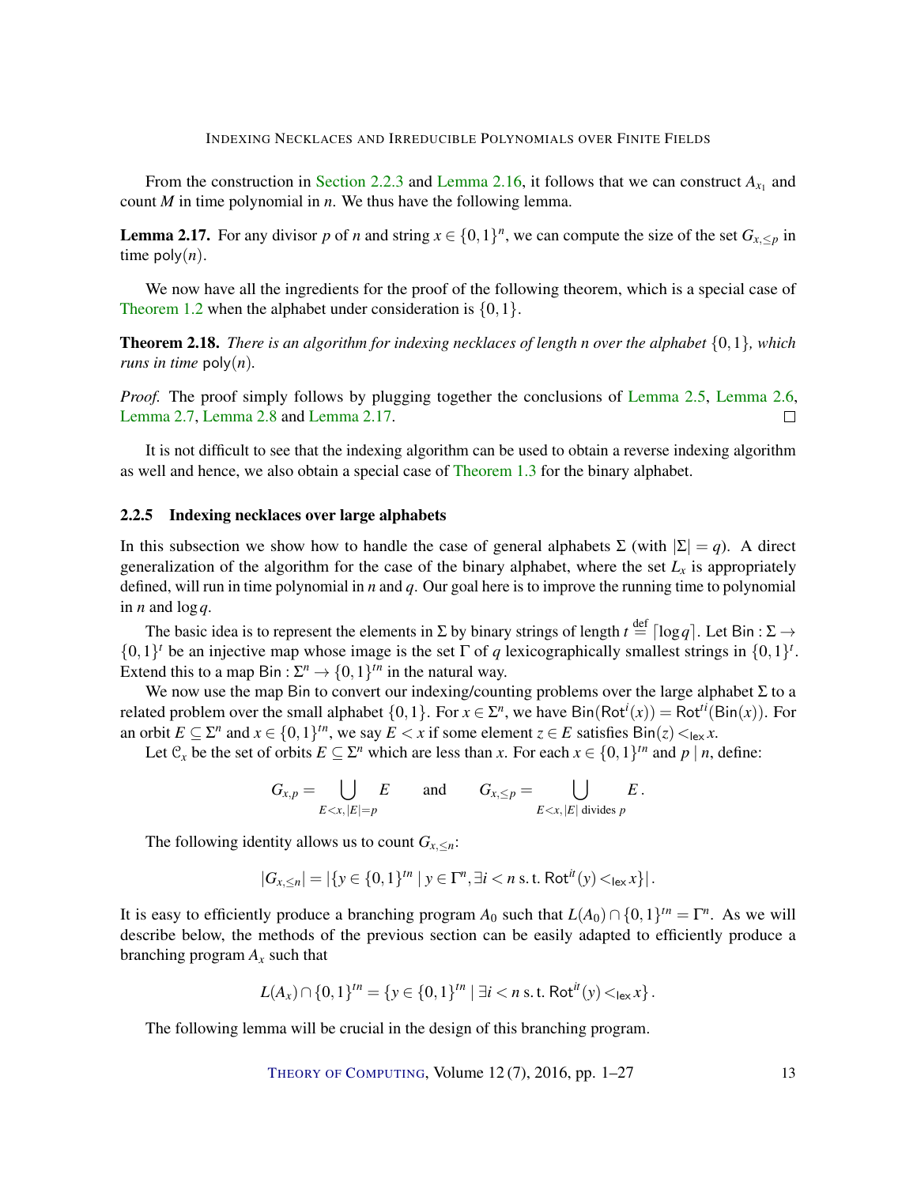From the construction in Section 2.2.3 and Lemma 2.16, it follows that we can construct $A_{x_1}$ and count $M$ in time polynomial in $n$. We thus have the following lemma.

**Lemma 2.17.** For any divisor $p$ of $n$ and string $x \in \{0,1\}^n$, we can compute the size of the set $G_{x,\leq p}$ in time $\mathsf{poly}(n)$.

We now have all the ingredients for the proof of the following theorem, which is a special case of Theorem 1.2 when the alphabet under consideration is $\{0,1\}$.

**Theorem 2.18.** *There is an algorithm for indexing necklaces of length n over the alphabet $\{0,1\}$, which runs in time $\mathsf{poly}(n)$.*

*Proof.* The proof simply follows by plugging together the conclusions of Lemma 2.5, Lemma 2.6, Lemma 2.7, Lemma 2.8 and Lemma 2.17. □

It is not difficult to see that the indexing algorithm can be used to obtain a reverse indexing algorithm as well and hence, we also obtain a special case of Theorem 1.3 for the binary alphabet.

### 2.2.5 Indexing necklaces over large alphabets

In this subsection we show how to handle the case of general alphabets $\Sigma$ (with $|\Sigma| = q$). A direct generalization of the algorithm for the case of the binary alphabet, where the set $L_x$ is appropriately defined, will run in time polynomial in $n$ and $q$. Our goal here is to improve the running time to polynomial in $n$ and $\log q$.

The basic idea is to represent the elements in $\Sigma$ by binary strings of length $t \stackrel{\text{def}}{=} \lceil \log q \rceil$. Let $\mathsf{Bin} : \Sigma \to \{0,1\}^t$ be an injective map whose image is the set $\Gamma$ of $q$ lexicographically smallest strings in $\{0,1\}^t$. Extend this to a map $\mathsf{Bin} : \Sigma^n \to \{0,1\}^{tn}$ in the natural way.

We now use the map Bin to convert our indexing/counting problems over the large alphabet $\Sigma$ to a related problem over the small alphabet $\{0,1\}$. For $x \in \Sigma^n$, we have $\mathsf{Bin}(\mathsf{Rot}^i(x)) = \mathsf{Rot}^{ti}(\mathsf{Bin}(x))$. For an orbit $E \subseteq \Sigma^n$ and $x \in \{0,1\}^{tn}$, we say $E < x$ if some element $z \in E$ satisfies $\mathsf{Bin}(z) <_{\mathsf{lex}} x$.

Let $\mathcal{C}_x$ be the set of orbits $E \subseteq \Sigma^n$ which are less than $x$. For each $x \in \{0,1\}^{tn}$ and $p \mid n$, define:

$$G_{x,p} = \bigcup_{E<x, |E|=p} E \qquad \text{and} \qquad G_{x,\leq p} = \bigcup_{E<x, |E| \text{ divides } p} E\,.$$

The following identity allows us to count $G_{x,\leq n}$:

$$|G_{x,\leq n}| = |\{y \in \{0,1\}^{tn} \mid y \in \Gamma^n, \exists i < n \text{ s.t. } \mathsf{Rot}^{it}(y) <_{\mathsf{lex}} x\}|\,.$$

It is easy to efficiently produce a branching program $A_0$ such that $L(A_0) \cap \{0,1\}^{tn} = \Gamma^n$. As we will describe below, the methods of the previous section can be easily adapted to efficiently produce a branching program $A_x$ such that

$$L(A_x) \cap \{0,1\}^{tn} = \{y \in \{0,1\}^{tn} \mid \exists i < n \text{ s.t. } \mathsf{Rot}^{it}(y) <_{\mathsf{lex}} x\}\,.$$

The following lemma will be crucial in the design of this branching program.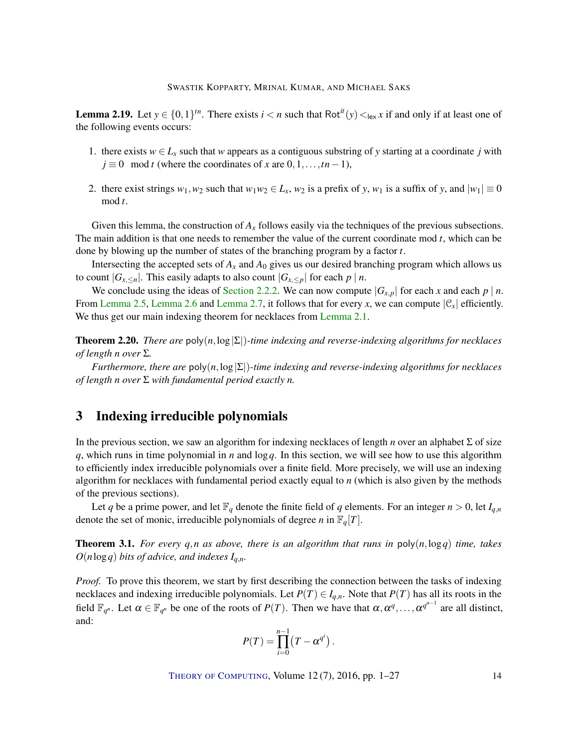**Lemma 2.19.** Let $y \in \{0,1\}^{tn}$. There exists $i < n$ such that $\mathsf{Rot}^{it}(y) <_{\mathsf{lex}} x$ if and only if at least one of the following events occurs:

1. there exists $w \in L_x$ such that $w$ appears as a contiguous substring of $y$ starting at a coordinate $j$ with $j \equiv 0 \mod t$ (where the coordinates of $x$ are $0, 1, \ldots, tn-1$),

2. there exist strings $w_1, w_2$ such that $w_1 w_2 \in L_x$, $w_2$ is a prefix of $y$, $w_1$ is a suffix of $y$, and $|w_1| \equiv 0 \mod t$.

Given this lemma, the construction of $A_x$ follows easily via the techniques of the previous subsections. The main addition is that one needs to remember the value of the current coordinate mod $t$, which can be done by blowing up the number of states of the branching program by a factor $t$.

Intersecting the accepted sets of $A_x$ and $A_0$ gives us our desired branching program which allows us to count $|G_{x,\leq n}|$. This easily adapts to also count $|G_{x,\leq p}|$ for each $p \mid n$.

We conclude using the ideas of Section 2.2.2. We can now compute $|G_{x,p}|$ for each $x$ and each $p \mid n$. From Lemma 2.5, Lemma 2.6 and Lemma 2.7, it follows that for every $x$, we can compute $|\mathcal{C}_x|$ efficiently. We thus get our main indexing theorem for necklaces from Lemma 2.1.

**Theorem 2.20.** *There are* $\mathsf{poly}(n, \log|\Sigma|)$*-time indexing and reverse-indexing algorithms for necklaces of length $n$ over $\Sigma$.*

*Furthermore, there are* $\mathsf{poly}(n, \log|\Sigma|)$*-time indexing and reverse-indexing algorithms for necklaces of length $n$ over $\Sigma$ with fundamental period exactly $n$.*

# 3 Indexing irreducible polynomials

In the previous section, we saw an algorithm for indexing necklaces of length $n$ over an alphabet $\Sigma$ of size $q$, which runs in time polynomial in $n$ and $\log q$. In this section, we will see how to use this algorithm to efficiently index irreducible polynomials over a finite field. More precisely, we will use an indexing algorithm for necklaces with fundamental period exactly equal to $n$ (which is also given by the methods of the previous sections).

Let $q$ be a prime power, and let $\mathbb{F}_q$ denote the finite field of $q$ elements. For an integer $n > 0$, let $I_{q,n}$ denote the set of monic, irreducible polynomials of degree $n$ in $\mathbb{F}_q[T]$.

**Theorem 3.1.** *For every $q, n$ as above, there is an algorithm that runs in* $\mathsf{poly}(n, \log q)$ *time, takes $O(n \log q)$ bits of advice, and indexes $I_{q,n}$.*

*Proof.* To prove this theorem, we start by first describing the connection between the tasks of indexing necklaces and indexing irreducible polynomials. Let $P(T) \in I_{q,n}$. Note that $P(T)$ has all its roots in the field $\mathbb{F}_{q^n}$. Let $\alpha \in \mathbb{F}_{q^n}$ be one of the roots of $P(T)$. Then we have that $\alpha, \alpha^q, \ldots, \alpha^{q^{n-1}}$ are all distinct, and:

$$P(T) = \prod_{i=0}^{n-1} \left(T - \alpha^{q^i}\right).$$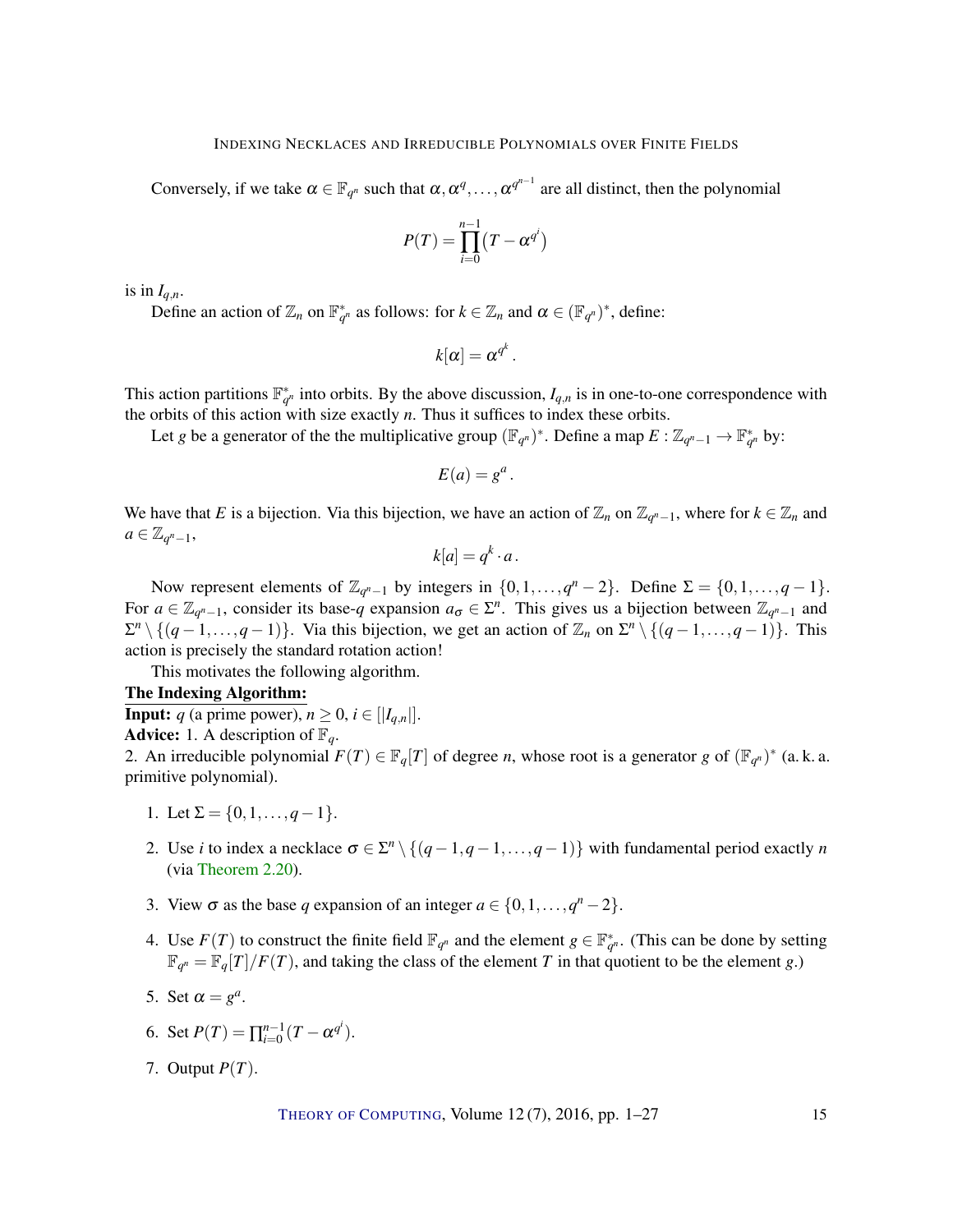Conversely, if we take $\alpha \in \mathbb{F}_{q^n}$ such that $\alpha, \alpha^q, \ldots, \alpha^{q^{n-1}}$ are all distinct, then the polynomial

$$P(T) = \prod_{i=0}^{n-1} \left(T - \alpha^{q^i}\right)$$

is in $I_{q,n}$.

Define an action of $\mathbb{Z}_n$ on $\mathbb{F}_{q^n}^*$ as follows: for $k \in \mathbb{Z}_n$ and $\alpha \in (\mathbb{F}_{q^n})^*$, define:

$$k[\alpha] = \alpha^{q^k}.$$

This action partitions $\mathbb{F}_{q^n}^*$ into orbits. By the above discussion, $I_{q,n}$ is in one-to-one correspondence with the orbits of this action with size exactly $n$. Thus it suffices to index these orbits.

Let $g$ be a generator of the the multiplicative group $(\mathbb{F}_{q^n})^*$. Define a map $E : \mathbb{Z}_{q^n-1} \to \mathbb{F}_{q^n}^*$ by:

$$E(a) = g^a.$$

We have that $E$ is a bijection. Via this bijection, we have an action of $\mathbb{Z}_n$ on $\mathbb{Z}_{q^n-1}$, where for $k \in \mathbb{Z}_n$ and $a \in \mathbb{Z}_{q^n-1}$,

$$k[a] = q^k \cdot a.$$

Now represent elements of $\mathbb{Z}_{q^n-1}$ by integers in $\{0, 1, \ldots, q^n - 2\}$. Define $\Sigma = \{0, 1, \ldots, q-1\}$. For $a \in \mathbb{Z}_{q^n-1}$, consider its base-$q$ expansion $a_\sigma \in \Sigma^n$. This gives us a bijection between $\mathbb{Z}_{q^n-1}$ and $\Sigma^n \setminus \{(q-1, \ldots, q-1)\}$. Via this bijection, we get an action of $\mathbb{Z}_n$ on $\Sigma^n \setminus \{(q-1, \ldots, q-1)\}$. This action is precisely the standard rotation action!

This motivates the following algorithm.

**The Indexing Algorithm:**

**Input:** $q$ (a prime power), $n \geq 0$, $i \in [|I_{q,n}|]$.

**Advice:** 1. A description of $\mathbb{F}_q$.

2. An irreducible polynomial $F(T) \in \mathbb{F}_q[T]$ of degree $n$, whose root is a generator $g$ of $(\mathbb{F}_{q^n})^*$ (a. k. a. primitive polynomial).

1. Let $\Sigma = \{0, 1, \ldots, q-1\}$.
2. Use $i$ to index a necklace $\sigma \in \Sigma^n \setminus \{(q-1, q-1, \ldots, q-1)\}$ with fundamental period exactly $n$ (via Theorem 2.20).
3. View $\sigma$ as the base $q$ expansion of an integer $a \in \{0, 1, \ldots, q^n - 2\}$.
4. Use $F(T)$ to construct the finite field $\mathbb{F}_{q^n}$ and the element $g \in \mathbb{F}_{q^n}^*$. (This can be done by setting $\mathbb{F}_{q^n} = \mathbb{F}_q[T]/F(T)$, and taking the class of the element $T$ in that quotient to be the element $g$.)
5. Set $\alpha = g^a$.
6. Set $P(T) = \prod_{i=0}^{n-1} (T - \alpha^{q^i})$.
7. Output $P(T)$.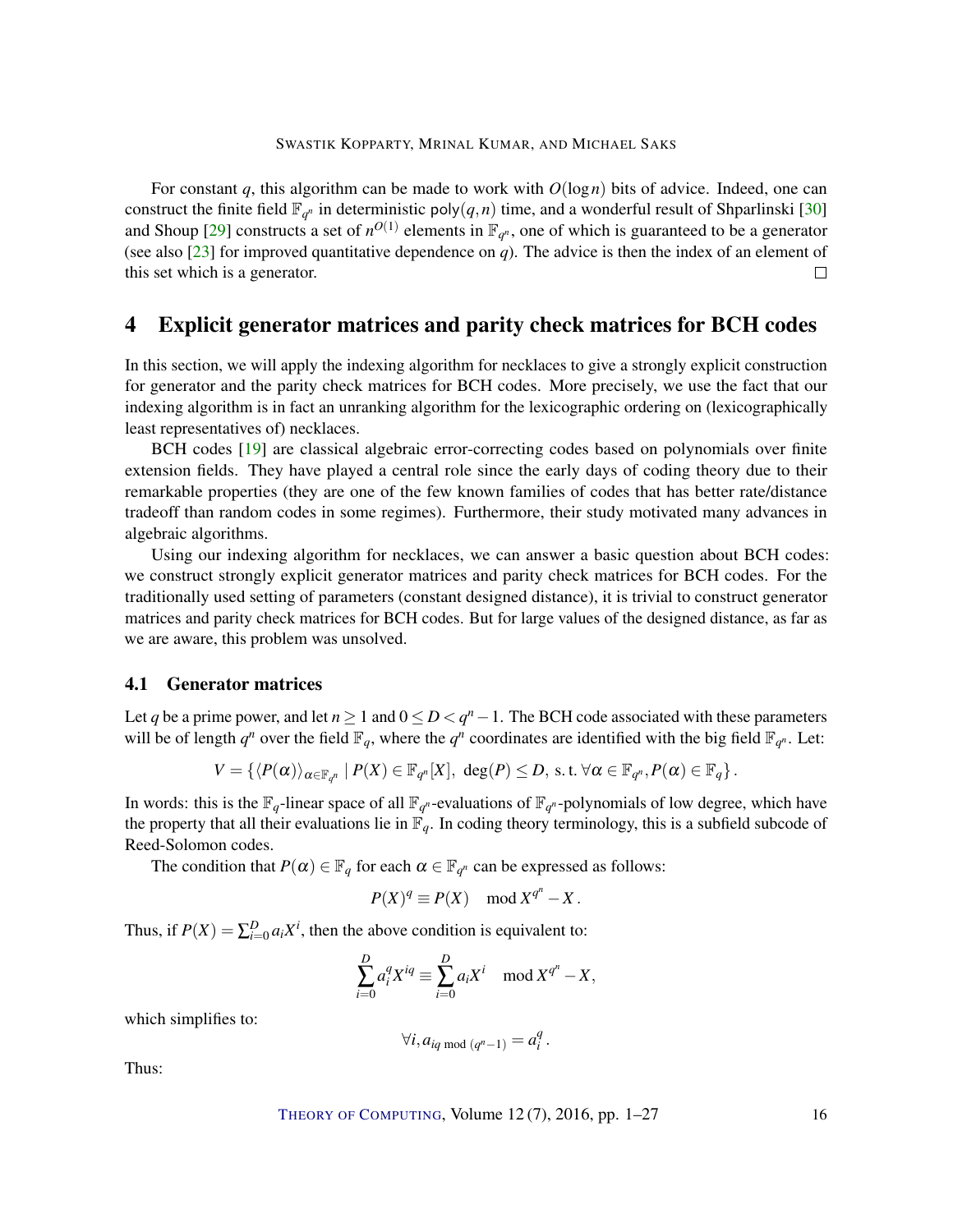For constant $q$, this algorithm can be made to work with $O(\log n)$ bits of advice. Indeed, one can construct the finite field $\mathbb{F}_{q^n}$ in deterministic $\mathsf{poly}(q,n)$ time, and a wonderful result of Shparlinski [30] and Shoup [29] constructs a set of $n^{O(1)}$ elements in $\mathbb{F}_{q^n}$, one of which is guaranteed to be a generator (see also [23] for improved quantitative dependence on $q$). The advice is then the index of an element of this set which is a generator. $\square$

## 4 Explicit generator matrices and parity check matrices for BCH codes

In this section, we will apply the indexing algorithm for necklaces to give a strongly explicit construction for generator and the parity check matrices for BCH codes. More precisely, we use the fact that our indexing algorithm is in fact an unranking algorithm for the lexicographic ordering on (lexicographically least representatives of) necklaces.

BCH codes [19] are classical algebraic error-correcting codes based on polynomials over finite extension fields. They have played a central role since the early days of coding theory due to their remarkable properties (they are one of the few known families of codes that has better rate/distance tradeoff than random codes in some regimes). Furthermore, their study motivated many advances in algebraic algorithms.

Using our indexing algorithm for necklaces, we can answer a basic question about BCH codes: we construct strongly explicit generator matrices and parity check matrices for BCH codes. For the traditionally used setting of parameters (constant designed distance), it is trivial to construct generator matrices and parity check matrices for BCH codes. But for large values of the designed distance, as far as we are aware, this problem was unsolved.

### 4.1 Generator matrices

Let $q$ be a prime power, and let $n \geq 1$ and $0 \leq D < q^n - 1$. The BCH code associated with these parameters will be of length $q^n$ over the field $\mathbb{F}_q$, where the $q^n$ coordinates are identified with the big field $\mathbb{F}_{q^n}$. Let:

$$V = \{\langle P(\alpha)\rangle_{\alpha \in \mathbb{F}_{q^n}} \mid P(X) \in \mathbb{F}_{q^n}[X],\ \deg(P) \leq D, \text{ s. t. } \forall \alpha \in \mathbb{F}_{q^n}, P(\alpha) \in \mathbb{F}_q\}.$$

In words: this is the $\mathbb{F}_q$-linear space of all $\mathbb{F}_{q^n}$-evaluations of $\mathbb{F}_{q^n}$-polynomials of low degree, which have the property that all their evaluations lie in $\mathbb{F}_q$. In coding theory terminology, this is a subfield subcode of Reed-Solomon codes.

The condition that $P(\alpha) \in \mathbb{F}_q$ for each $\alpha \in \mathbb{F}_{q^n}$ can be expressed as follows:

$$P(X)^q \equiv P(X) \mod X^{q^n} - X.$$

Thus, if $P(X) = \sum_{i=0}^{D} a_i X^i$, then the above condition is equivalent to:

$$\sum_{i=0}^{D} a_i^q X^{iq} \equiv \sum_{i=0}^{D} a_i X^i \mod X^{q^n} - X,$$

which simplifies to:

$$\forall i, a_{iq \bmod (q^n-1)} = a_i^q.$$

Thus: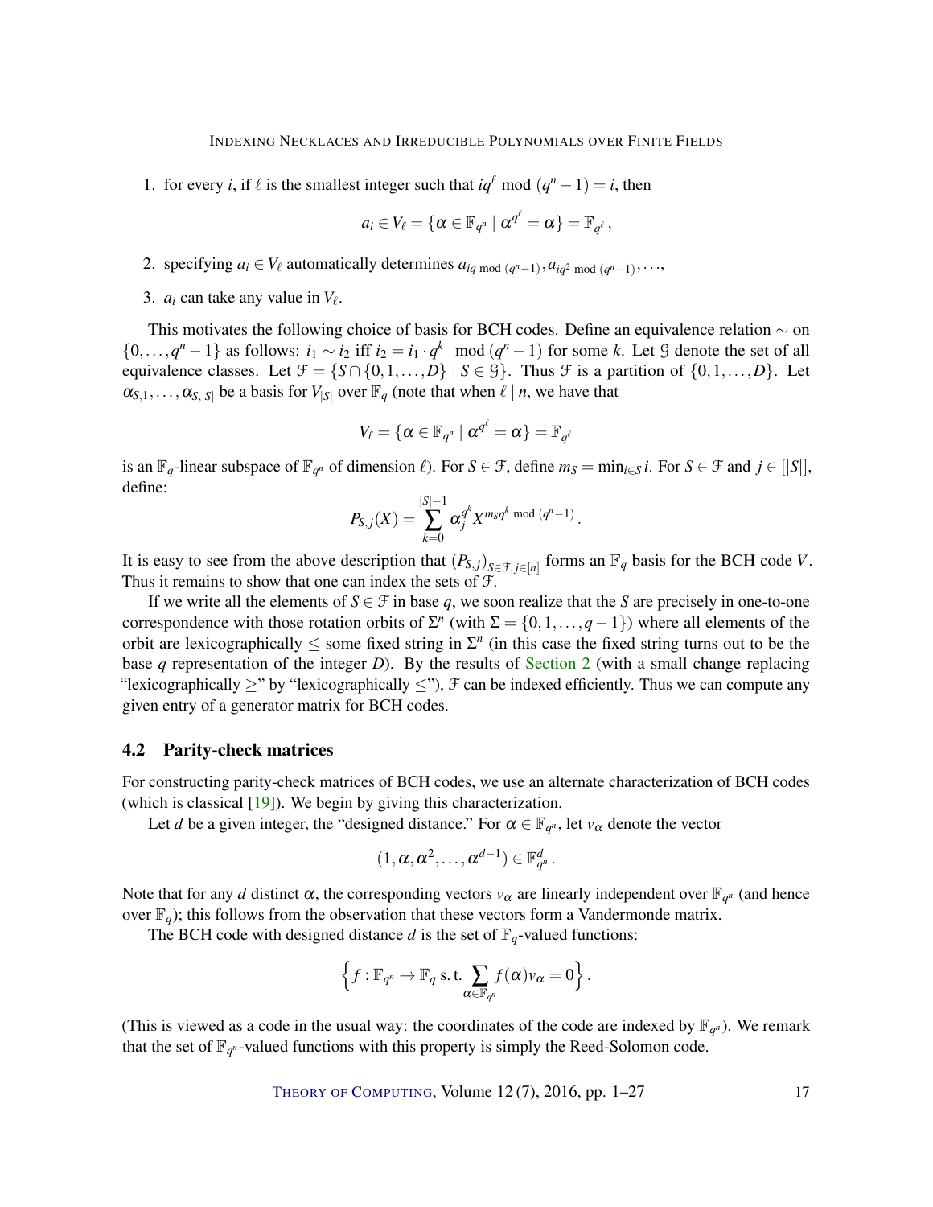1. for every $i$, if $\ell$ is the smallest integer such that $iq^\ell \mod (q^n-1) = i$, then

$$a_i \in V_\ell = \{\alpha \in \mathbb{F}_{q^n} \mid \alpha^{q^\ell} = \alpha\} = \mathbb{F}_{q^\ell}\,,$$

2. specifying $a_i \in V_\ell$ automatically determines $a_{iq \bmod (q^n-1)}, a_{iq^2 \bmod (q^n-1)}, \cdots$,
3. $a_i$ can take any value in $V_\ell$.

This motivates the following choice of basis for BCH codes. Define an equivalence relation $\sim$ on $\{0,\ldots,q^n-1\}$ as follows: $i_1 \sim i_2$ iff $i_2 = i_1 \cdot q^k \mod (q^n-1)$ for some $k$. Let $\mathcal{G}$ denote the set of all equivalence classes. Let $\mathcal{F} = \{S \cap \{0,1,\ldots,D\} \mid S \in \mathcal{G}\}$. Thus $\mathcal{F}$ is a partition of $\{0,1,\ldots,D\}$. Let $\alpha_{S,1},\ldots,\alpha_{S,|S|}$ be a basis for $V_{|S|}$ over $\mathbb{F}_q$ (note that when $\ell \mid n$, we have that

$$V_\ell = \{\alpha \in \mathbb{F}_{q^n} \mid \alpha^{q^\ell} = \alpha\} = \mathbb{F}_{q^\ell}$$

is an $\mathbb{F}_q$-linear subspace of $\mathbb{F}_{q^n}$ of dimension $\ell$). For $S \in \mathcal{F}$, define $m_S = \min_{i\in S} i$. For $S \in \mathcal{F}$ and $j \in [|S|]$, define:

$$P_{S,j}(X) = \sum_{k=0}^{|S|-1} \alpha_j^{q^k} X^{m_S q^k \bmod (q^n-1)}\,.$$

It is easy to see from the above description that $(P_{S,j})_{S\in\mathcal{F},j\in[n]}$ forms an $\mathbb{F}_q$ basis for the BCH code $V$. Thus it remains to show that one can index the sets of $\mathcal{F}$.

If we write all the elements of $S \in \mathcal{F}$ in base $q$, we soon realize that the $S$ are precisely in one-to-one correspondence with those rotation orbits of $\Sigma^n$ (with $\Sigma = \{0,1,\ldots,q-1\}$) where all elements of the orbit are lexicographically $\leq$ some fixed string in $\Sigma^n$ (in this case the fixed string turns out to be the base $q$ representation of the integer $D$). By the results of Section 2 (with a small change replacing "lexicographically $\geq$" by "lexicographically $\leq$"), $\mathcal{F}$ can be indexed efficiently. Thus we can compute any given entry of a generator matrix for BCH codes.

### 4.2 Parity-check matrices

For constructing parity-check matrices of BCH codes, we use an alternate characterization of BCH codes (which is classical [19]). We begin by giving this characterization.

Let $d$ be a given integer, the "designed distance." For $\alpha \in \mathbb{F}_{q^n}$, let $v_\alpha$ denote the vector

$$(1,\alpha,\alpha^2,\ldots,\alpha^{d-1}) \in \mathbb{F}_{q^n}^d\,.$$

Note that for any $d$ distinct $\alpha$, the corresponding vectors $v_\alpha$ are linearly independent over $\mathbb{F}_{q^n}$ (and hence over $\mathbb{F}_q$); this follows from the observation that these vectors form a Vandermonde matrix.

The BCH code with designed distance $d$ is the set of $\mathbb{F}_q$-valued functions:

$$\Big\{ f : \mathbb{F}_{q^n} \to \mathbb{F}_q \text{ s. t. } \sum_{\alpha\in\mathbb{F}_{q^n}} f(\alpha) v_\alpha = 0 \Big\}\,.$$

(This is viewed as a code in the usual way: the coordinates of the code are indexed by $\mathbb{F}_{q^n}$). We remark that the set of $\mathbb{F}_{q^n}$-valued functions with this property is simply the Reed-Solomon code.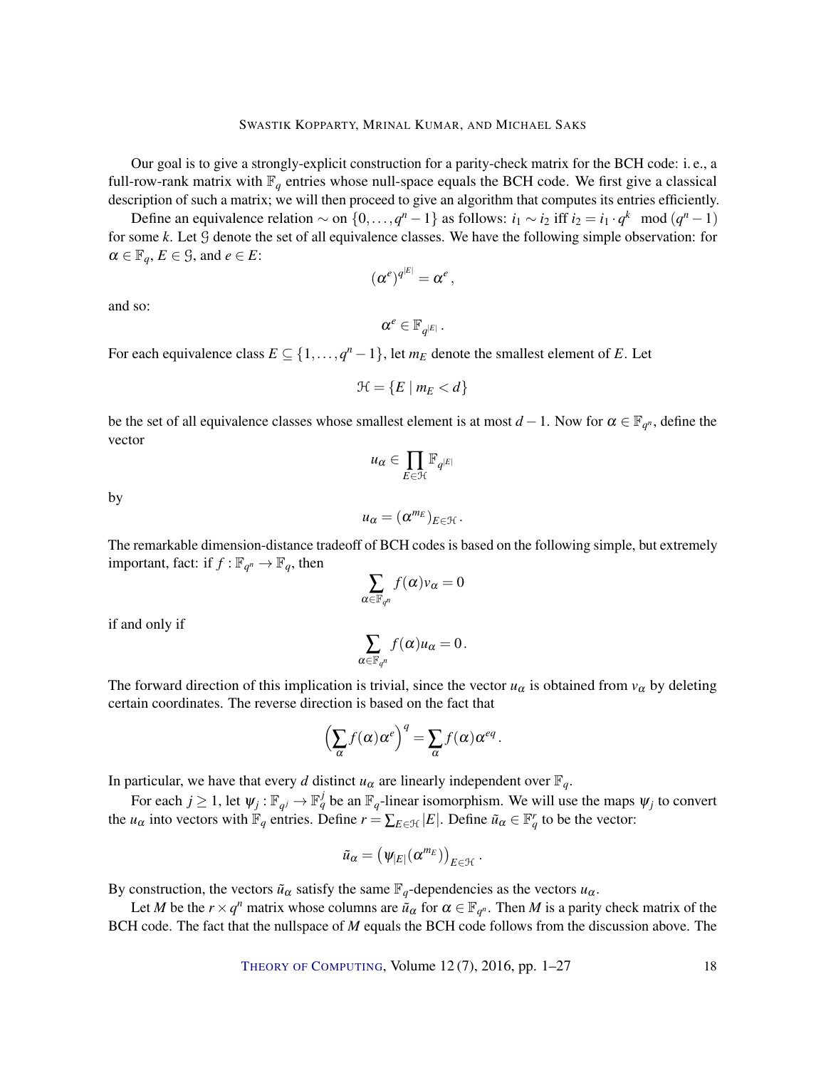Our goal is to give a strongly-explicit construction for a parity-check matrix for the BCH code: i. e., a full-row-rank matrix with $\mathbb{F}_q$ entries whose null-space equals the BCH code. We first give a classical description of such a matrix; we will then proceed to give an algorithm that computes its entries efficiently.

Define an equivalence relation $\sim$ on $\{0,\ldots,q^n-1\}$ as follows: $i_1 \sim i_2$ iff $i_2 = i_1 \cdot q^k \mod (q^n-1)$ for some $k$. Let $\mathcal{G}$ denote the set of all equivalence classes. We have the following simple observation: for $\alpha \in \mathbb{F}_q$, $E \in \mathcal{G}$, and $e \in E$:

$$(\alpha^e)^{q^{|E|}} = \alpha^e\,,$$

and so:

$$\alpha^e \in \mathbb{F}_{q^{|E|}}\,.$$

For each equivalence class $E \subseteq \{1,\ldots,q^n-1\}$, let $m_E$ denote the smallest element of $E$. Let

$$\mathcal{H} = \{E \mid m_E < d\}$$

be the set of all equivalence classes whose smallest element is at most $d-1$. Now for $\alpha \in \mathbb{F}_{q^n}$, define the vector

$$u_\alpha \in \prod_{E\in\mathcal{H}} \mathbb{F}_{q^{|E|}}$$

by

$$u_\alpha = (\alpha^{m_E})_{E\in\mathcal{H}}\,.$$

The remarkable dimension-distance tradeoff of BCH codes is based on the following simple, but extremely important, fact: if $f : \mathbb{F}_{q^n} \to \mathbb{F}_q$, then

$$\sum_{\alpha\in\mathbb{F}_{q^n}} f(\alpha)v_\alpha = 0$$

if and only if

$$\sum_{\alpha\in\mathbb{F}_{q^n}} f(\alpha)u_\alpha = 0\,.$$

The forward direction of this implication is trivial, since the vector $u_\alpha$ is obtained from $v_\alpha$ by deleting certain coordinates. The reverse direction is based on the fact that

$$\Big(\sum_\alpha f(\alpha)\alpha^e\Big)^q = \sum_\alpha f(\alpha)\alpha^{eq}\,.$$

In particular, we have that every $d$ distinct $u_\alpha$ are linearly independent over $\mathbb{F}_q$.

For each $j \geq 1$, let $\psi_j : \mathbb{F}_{q^j} \to \mathbb{F}_q^j$ be an $\mathbb{F}_q$-linear isomorphism. We will use the maps $\psi_j$ to convert the $u_\alpha$ into vectors with $\mathbb{F}_q$ entries. Define $r = \sum_{E\in\mathcal{H}} |E|$. Define $\tilde{u}_\alpha \in \mathbb{F}_q^r$ to be the vector:

$$\tilde{u}_\alpha = \big(\psi_{|E|}(\alpha^{m_E})\big)_{E\in\mathcal{H}}\,.$$

By construction, the vectors $\tilde{u}_\alpha$ satisfy the same $\mathbb{F}_q$-dependencies as the vectors $u_\alpha$.

Let $M$ be the $r \times q^n$ matrix whose columns are $\tilde{u}_\alpha$ for $\alpha \in \mathbb{F}_{q^n}$. Then $M$ is a parity check matrix of the BCH code. The fact that the nullspace of $M$ equals the BCH code follows from the discussion above. The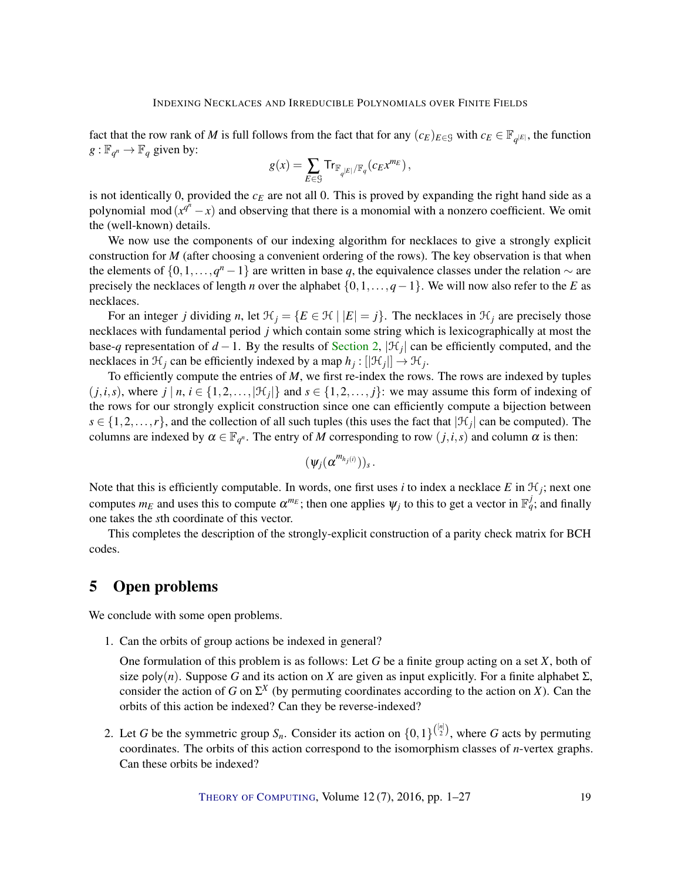fact that the row rank of $M$ is full follows from the fact that for any $(c_E)_{E\in\mathcal{G}}$ with $c_E \in \mathbb{F}_{q^{|E|}}$, the function $g : \mathbb{F}_{q^n} \to \mathbb{F}_q$ given by:

$$g(x) = \sum_{E\in\mathcal{G}} \mathsf{Tr}_{\mathbb{F}_{q^{|E|}}/\mathbb{F}_q}(c_E x^{m_E}),$$

is not identically 0, provided the $c_E$ are not all 0. This is proved by expanding the right hand side as a polynomial $\bmod (x^{q^n} - x)$ and observing that there is a monomial with a nonzero coefficient. We omit the (well-known) details.

We now use the components of our indexing algorithm for necklaces to give a strongly explicit construction for $M$ (after choosing a convenient ordering of the rows). The key observation is that when the elements of $\{0,1,\ldots,q^n-1\}$ are written in base $q$, the equivalence classes under the relation $\sim$ are precisely the necklaces of length $n$ over the alphabet $\{0,1,\ldots,q-1\}$. We will now also refer to the $E$ as necklaces.

For an integer $j$ dividing $n$, let $\mathcal{H}_j = \{E \in \mathcal{H} \mid |E| = j\}$. The necklaces in $\mathcal{H}_j$ are precisely those necklaces with fundamental period $j$ which contain some string which is lexicographically at most the base-$q$ representation of $d-1$. By the results of Section 2, $|\mathcal{H}_j|$ can be efficiently computed, and the necklaces in $\mathcal{H}_j$ can be efficiently indexed by a map $h_j : [|\mathcal{H}_j|] \to \mathcal{H}_j$.

To efficiently compute the entries of $M$, we first re-index the rows. The rows are indexed by tuples $(j,i,s)$, where $j \mid n$, $i \in \{1,2,\ldots,|\mathcal{H}_j|\}$ and $s \in \{1,2,\ldots,j\}$: we may assume this form of indexing of the rows for our strongly explicit construction since one can efficiently compute a bijection between $s \in \{1,2,\ldots,r\}$, and the collection of all such tuples (this uses the fact that $|\mathcal{H}_j|$ can be computed). The columns are indexed by $\alpha \in \mathbb{F}_{q^n}$. The entry of $M$ corresponding to row $(j,i,s)$ and column $\alpha$ is then:

$$(\psi_j(\alpha^{m_{h_j(i)}}))_s\,.$$

Note that this is efficiently computable. In words, one first uses $i$ to index a necklace $E$ in $\mathcal{H}_j$; next one computes $m_E$ and uses this to compute $\alpha^{m_E}$; then one applies $\psi_j$ to this to get a vector in $\mathbb{F}_q^j$; and finally one takes the $s$th coordinate of this vector.

This completes the description of the strongly-explicit construction of a parity check matrix for BCH codes.

# 5 Open problems

We conclude with some open problems.

1. Can the orbits of group actions be indexed in general?

   One formulation of this problem is as follows: Let $G$ be a finite group acting on a set $X$, both of size $\mathsf{poly}(n)$. Suppose $G$ and its action on $X$ are given as input explicitly. For a finite alphabet $\Sigma$, consider the action of $G$ on $\Sigma^X$ (by permuting coordinates according to the action on $X$). Can the orbits of this action be indexed? Can they be reverse-indexed?

2. Let $G$ be the symmetric group $S_n$. Consider its action on $\{0,1\}^{\binom{[n]}{2}}$, where $G$ acts by permuting coordinates. The orbits of this action correspond to the isomorphism classes of $n$-vertex graphs. Can these orbits be indexed?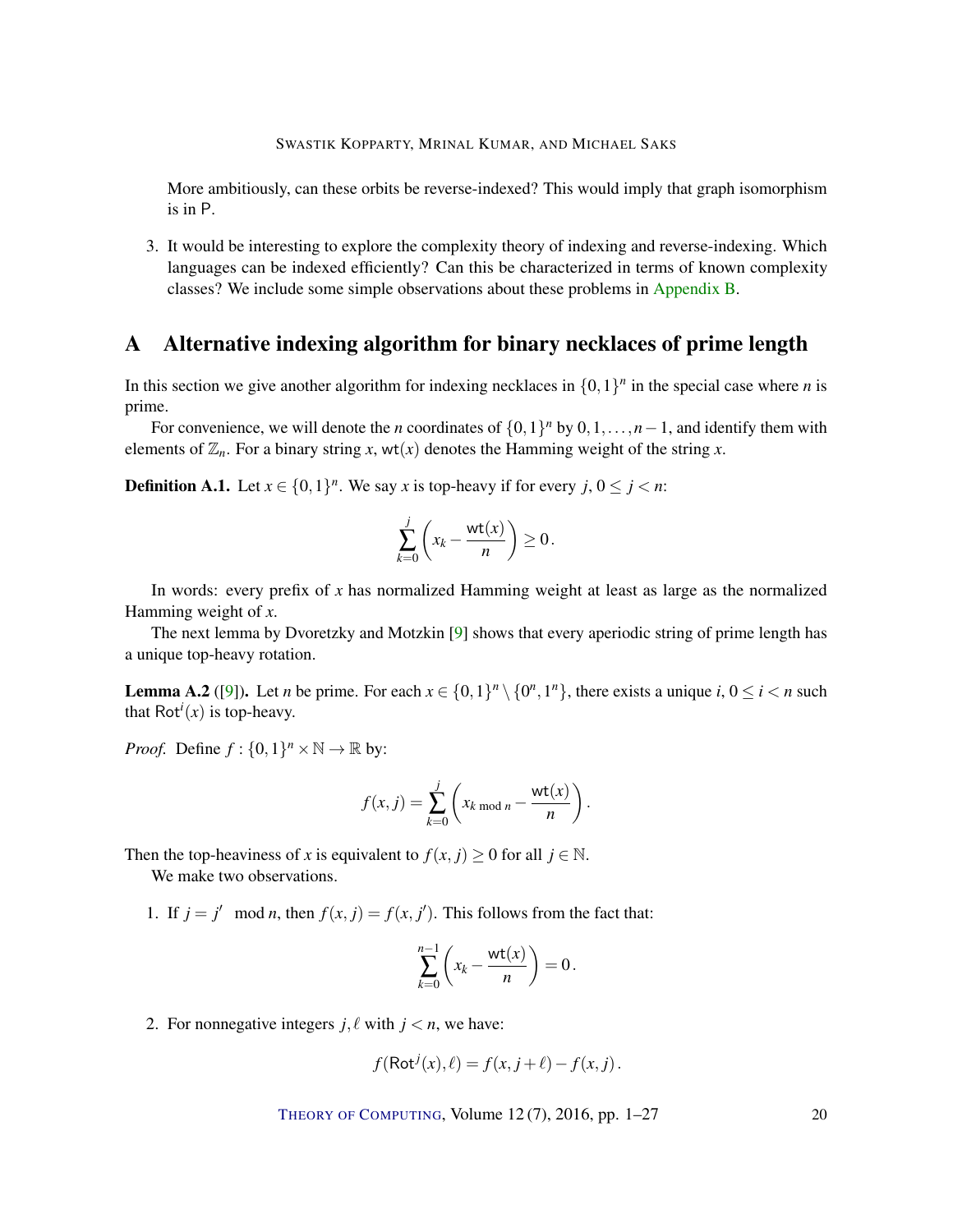More ambitiously, can these orbits be reverse-indexed? This would imply that graph isomorphism is in P.

3. It would be interesting to explore the complexity theory of indexing and reverse-indexing. Which languages can be indexed efficiently? Can this be characterized in terms of known complexity classes? We include some simple observations about these problems in Appendix B.

# A Alternative indexing algorithm for binary necklaces of prime length

In this section we give another algorithm for indexing necklaces in $\{0,1\}^n$ in the special case where $n$ is prime.

For convenience, we will denote the $n$ coordinates of $\{0,1\}^n$ by $0,1,\ldots,n-1$, and identify them with elements of $\mathbb{Z}_n$. For a binary string $x$, $\mathsf{wt}(x)$ denotes the Hamming weight of the string $x$.

**Definition A.1.** Let $x \in \{0,1\}^n$. We say $x$ is top-heavy if for every $j$, $0 \le j < n$:

$$\sum_{k=0}^{j} \left( x_k - \frac{\mathsf{wt}(x)}{n} \right) \ge 0\,.$$

In words: every prefix of $x$ has normalized Hamming weight at least as large as the normalized Hamming weight of $x$.

The next lemma by Dvoretzky and Motzkin [9] shows that every aperiodic string of prime length has a unique top-heavy rotation.

**Lemma A.2** ([9])**.** Let $n$ be prime. For each $x \in \{0,1\}^n \setminus \{0^n, 1^n\}$, there exists a unique $i$, $0 \le i < n$ such that $\mathsf{Rot}^i(x)$ is top-heavy.

*Proof.* Define $f : \{0,1\}^n \times \mathbb{N} \to \mathbb{R}$ by:

$$f(x,j) = \sum_{k=0}^{j} \left( x_{k \bmod n} - \frac{\mathsf{wt}(x)}{n} \right).$$

Then the top-heaviness of $x$ is equivalent to $f(x,j) \ge 0$ for all $j \in \mathbb{N}$.

We make two observations.

1. If $j = j' \mod n$, then $f(x,j) = f(x,j')$. This follows from the fact that:

$$\sum_{k=0}^{n-1} \left( x_k - \frac{\mathsf{wt}(x)}{n} \right) = 0\,.$$

2. For nonnegative integers $j, \ell$ with $j < n$, we have:

$$f(\mathsf{Rot}^j(x), \ell) = f(x, j+\ell) - f(x,j)\,.$$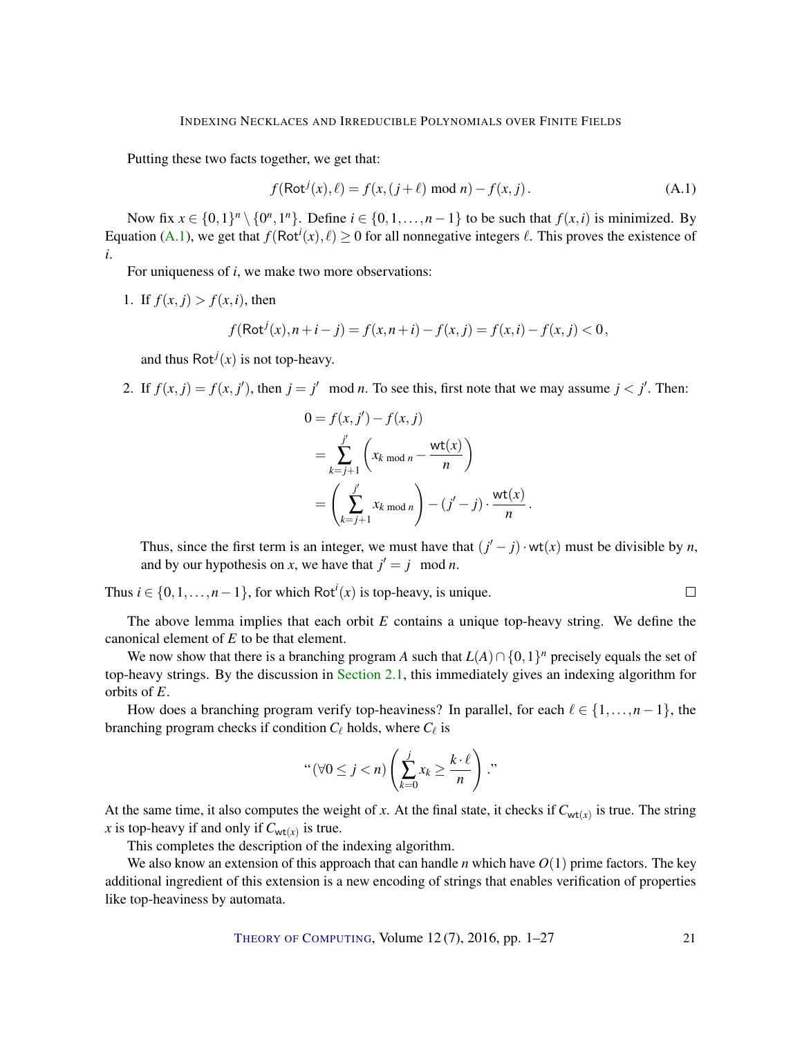Putting these two facts together, we get that:

$$f(\mathsf{Rot}^j(x),\ell) = f(x,(j+\ell) \bmod n) - f(x,j)\,. \tag{A.1}$$

Now fix $x \in \{0,1\}^n \setminus \{0^n, 1^n\}$. Define $i \in \{0,1,\ldots,n-1\}$ to be such that $f(x,i)$ is minimized. By Equation (A.1), we get that $f(\mathsf{Rot}^i(x),\ell) \geq 0$ for all nonnegative integers $\ell$. This proves the existence of $i$.

For uniqueness of $i$, we make two more observations:

1. If $f(x,j) > f(x,i)$, then

$$f(\mathsf{Rot}^j(x), n+i-j) = f(x,n+i) - f(x,j) = f(x,i) - f(x,j) < 0\,,$$

   and thus $\mathsf{Rot}^j(x)$ is not top-heavy.

2. If $f(x,j) = f(x,j')$, then $j = j' \mod n$. To see this, first note that we may assume $j < j'$. Then:

$$\begin{aligned}
0 &= f(x,j') - f(x,j) \\
&= \sum_{k=j+1}^{j'} \left( x_{k \bmod n} - \frac{\mathsf{wt}(x)}{n} \right) \\
&= \left( \sum_{k=j+1}^{j'} x_{k \bmod n} \right) - (j'-j) \cdot \frac{\mathsf{wt}(x)}{n}\,.
\end{aligned}$$

   Thus, since the first term is an integer, we must have that $(j'-j) \cdot \mathsf{wt}(x)$ must be divisible by $n$, and by our hypothesis on $x$, we have that $j' = j \mod n$.

Thus $i \in \{0,1,\ldots,n-1\}$, for which $\mathsf{Rot}^i(x)$ is top-heavy, is unique. □

The above lemma implies that each orbit $E$ contains a unique top-heavy string. We define the canonical element of $E$ to be that element.

We now show that there is a branching program $A$ such that $L(A) \cap \{0,1\}^n$ precisely equals the set of top-heavy strings. By the discussion in Section 2.1, this immediately gives an indexing algorithm for orbits of $E$.

How does a branching program verify top-heaviness? In parallel, for each $\ell \in \{1,\ldots,n-1\}$, the branching program checks if condition $C_\ell$ holds, where $C_\ell$ is

$$\text{“}(\forall 0 \leq j < n) \left( \sum_{k=0}^{j} x_k \geq \frac{k \cdot \ell}{n} \right).\text{”}$$

At the same time, it also computes the weight of $x$. At the final state, it checks if $C_{\mathsf{wt}(x)}$ is true. The string $x$ is top-heavy if and only if $C_{\mathsf{wt}(x)}$ is true.

This completes the description of the indexing algorithm.

We also know an extension of this approach that can handle $n$ which have $O(1)$ prime factors. The key additional ingredient of this extension is a new encoding of strings that enables verification of properties like top-heaviness by automata.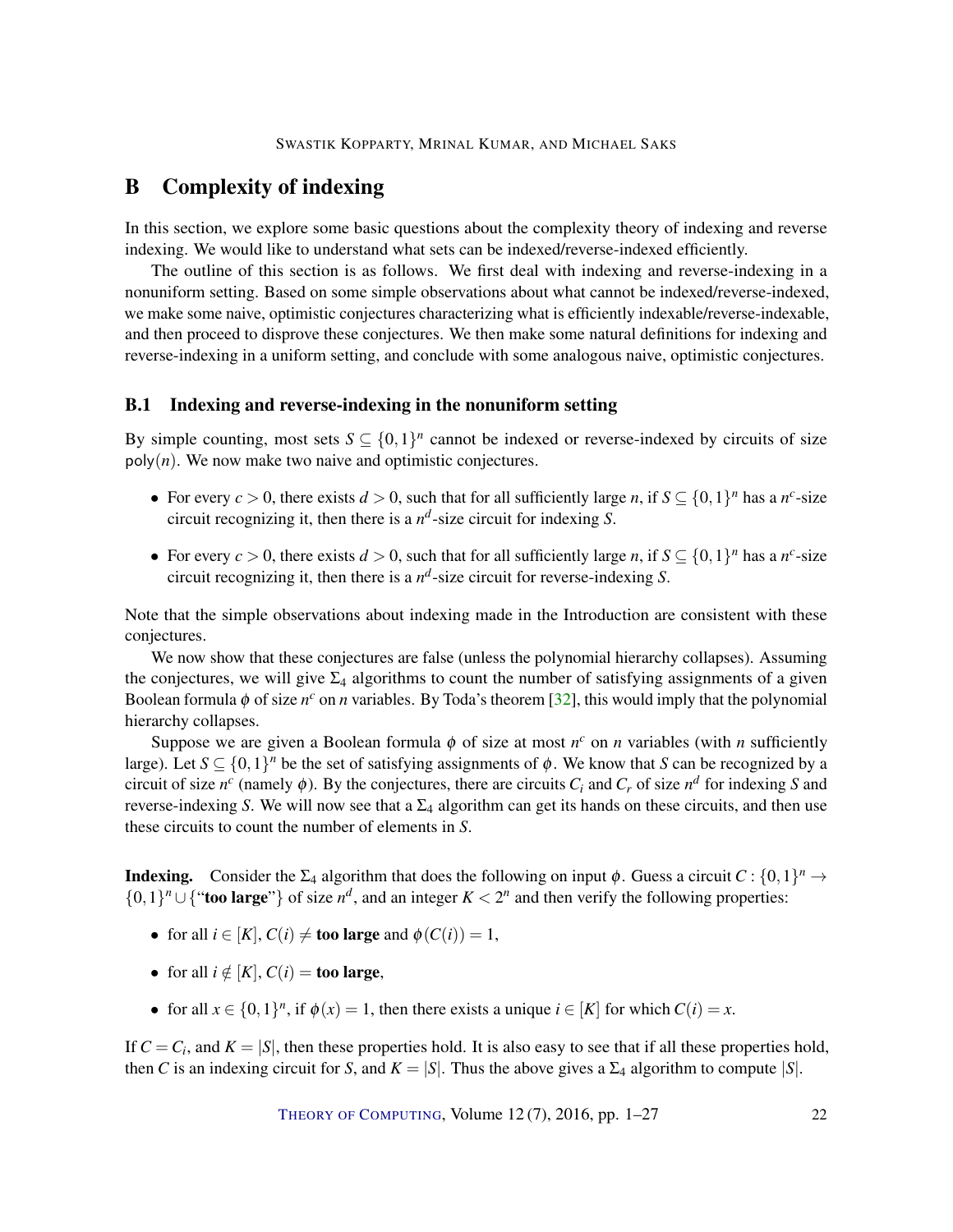## B Complexity of indexing

In this section, we explore some basic questions about the complexity theory of indexing and reverse indexing. We would like to understand what sets can be indexed/reverse-indexed efficiently.

The outline of this section is as follows. We first deal with indexing and reverse-indexing in a nonuniform setting. Based on some simple observations about what cannot be indexed/reverse-indexed, we make some naive, optimistic conjectures characterizing what is efficiently indexable/reverse-indexable, and then proceed to disprove these conjectures. We then make some natural definitions for indexing and reverse-indexing in a uniform setting, and conclude with some analogous naive, optimistic conjectures.

### B.1 Indexing and reverse-indexing in the nonuniform setting

By simple counting, most sets $S \subseteq \{0,1\}^n$ cannot be indexed or reverse-indexed by circuits of size $\mathsf{poly}(n)$. We now make two naive and optimistic conjectures.

- For every $c > 0$, there exists $d > 0$, such that for all sufficiently large $n$, if $S \subseteq \{0,1\}^n$ has a $n^c$-size circuit recognizing it, then there is a $n^d$-size circuit for indexing $S$.
- For every $c > 0$, there exists $d > 0$, such that for all sufficiently large $n$, if $S \subseteq \{0,1\}^n$ has a $n^c$-size circuit recognizing it, then there is a $n^d$-size circuit for reverse-indexing $S$.

Note that the simple observations about indexing made in the Introduction are consistent with these conjectures.

We now show that these conjectures are false (unless the polynomial hierarchy collapses). Assuming the conjectures, we will give $\Sigma_4$ algorithms to count the number of satisfying assignments of a given Boolean formula $\phi$ of size $n^c$ on $n$ variables. By Toda's theorem [32], this would imply that the polynomial hierarchy collapses.

Suppose we are given a Boolean formula $\phi$ of size at most $n^c$ on $n$ variables (with $n$ sufficiently large). Let $S \subseteq \{0,1\}^n$ be the set of satisfying assignments of $\phi$. We know that $S$ can be recognized by a circuit of size $n^c$ (namely $\phi$). By the conjectures, there are circuits $C_i$ and $C_r$ of size $n^d$ for indexing $S$ and reverse-indexing $S$. We will now see that a $\Sigma_4$ algorithm can get its hands on these circuits, and then use these circuits to count the number of elements in $S$.

**Indexing.** Consider the $\Sigma_4$ algorithm that does the following on input $\phi$. Guess a circuit $C : \{0,1\}^n \to \{0,1\}^n \cup \{\text{"}\textbf{too large}\text{"}\}$ of size $n^d$, and an integer $K < 2^n$ and then verify the following properties:

- for all $i \in [K]$, $C(i) \neq$ **too large** and $\phi(C(i)) = 1$,
- for all $i \notin [K]$, $C(i) =$ **too large**,
- for all $x \in \{0,1\}^n$, if $\phi(x) = 1$, then there exists a unique $i \in [K]$ for which $C(i) = x$.

If $C = C_i$, and $K = |S|$, then these properties hold. It is also easy to see that if all these properties hold, then $C$ is an indexing circuit for $S$, and $K = |S|$. Thus the above gives a $\Sigma_4$ algorithm to compute $|S|$.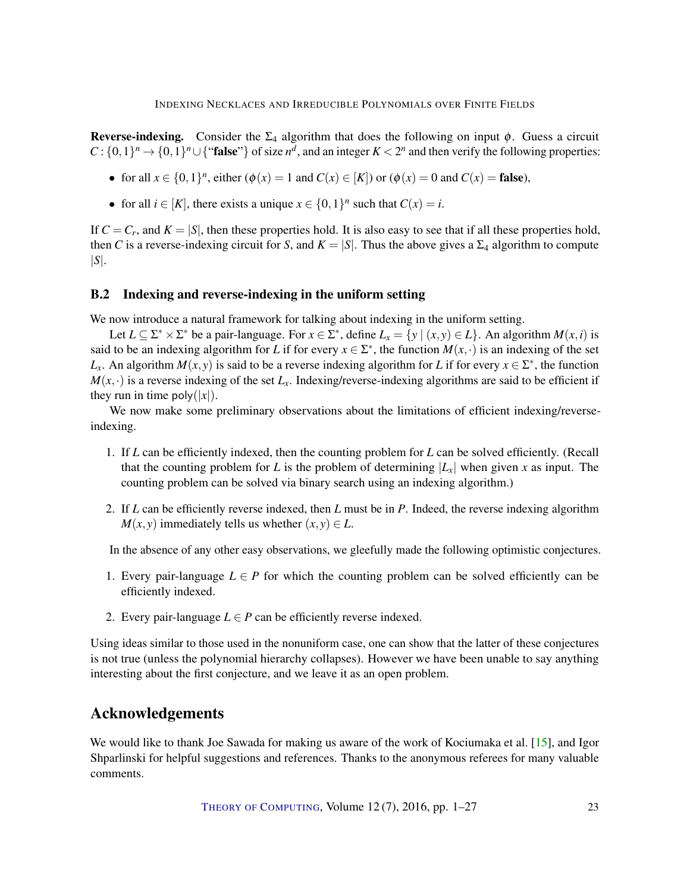**Reverse-indexing.** Consider the $\Sigma_4$ algorithm that does the following on input $\phi$. Guess a circuit $C : \{0,1\}^n \to \{0,1\}^n \cup \{\text{"}\textbf{false}\text{"}\}$ of size $n^d$, and an integer $K < 2^n$ and then verify the following properties:

- for all $x \in \{0,1\}^n$, either ($\phi(x) = 1$ and $C(x) \in [K]$) or ($\phi(x) = 0$ and $C(x) = \textbf{false}$),
- for all $i \in [K]$, there exists a unique $x \in \{0,1\}^n$ such that $C(x) = i$.

If $C = C_r$, and $K = |S|$, then these properties hold. It is also easy to see that if all these properties hold, then $C$ is a reverse-indexing circuit for $S$, and $K = |S|$. Thus the above gives a $\Sigma_4$ algorithm to compute $|S|$.

### B.2 Indexing and reverse-indexing in the uniform setting

We now introduce a natural framework for talking about indexing in the uniform setting.

Let $L \subseteq \Sigma^* \times \Sigma^*$ be a pair-language. For $x \in \Sigma^*$, define $L_x = \{y \mid (x,y) \in L\}$. An algorithm $M(x,i)$ is said to be an indexing algorithm for $L$ if for every $x \in \Sigma^*$, the function $M(x,\cdot)$ is an indexing of the set $L_x$. An algorithm $M(x,y)$ is said to be a reverse indexing algorithm for $L$ if for every $x \in \Sigma^*$, the function $M(x,\cdot)$ is a reverse indexing of the set $L_x$. Indexing/reverse-indexing algorithms are said to be efficient if they run in time $\mathsf{poly}(|x|)$.

We now make some preliminary observations about the limitations of efficient indexing/reverse-indexing.

1. If $L$ can be efficiently indexed, then the counting problem for $L$ can be solved efficiently. (Recall that the counting problem for $L$ is the problem of determining $|L_x|$ when given $x$ as input. The counting problem can be solved via binary search using an indexing algorithm.)
2. If $L$ can be efficiently reverse indexed, then $L$ must be in $P$. Indeed, the reverse indexing algorithm $M(x,y)$ immediately tells us whether $(x,y) \in L$.

In the absence of any other easy observations, we gleefully made the following optimistic conjectures.

1. Every pair-language $L \in P$ for which the counting problem can be solved efficiently can be efficiently indexed.
2. Every pair-language $L \in P$ can be efficiently reverse indexed.

Using ideas similar to those used in the nonuniform case, one can show that the latter of these conjectures is not true (unless the polynomial hierarchy collapses). However we have been unable to say anything interesting about the first conjecture, and we leave it as an open problem.

## Acknowledgements

We would like to thank Joe Sawada for making us aware of the work of Kociumaka et al. [15], and Igor Shparlinski for helpful suggestions and references. Thanks to the anonymous referees for many valuable comments.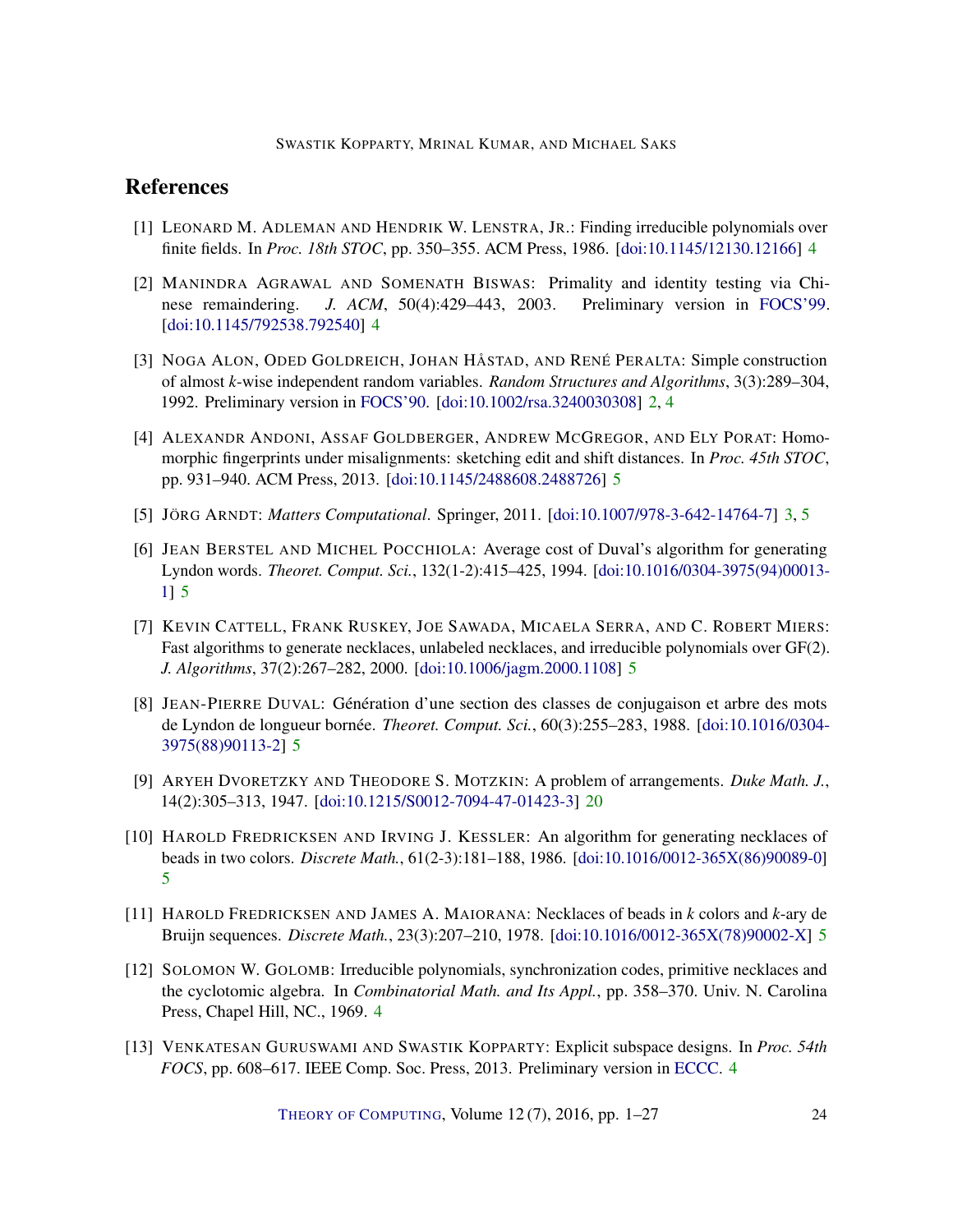## References

[1] Leonard M. Adleman and Hendrik W. Lenstra, Jr.: Finding irreducible polynomials over finite fields. In *Proc. 18th STOC*, pp. 350–355. ACM Press, 1986. [doi:10.1145/12130.12166] 4

[2] Manindra Agrawal and Somenath Biswas: Primality and identity testing via Chinese remaindering. *J. ACM*, 50(4):429–443, 2003. Preliminary version in FOCS'99. [doi:10.1145/792538.792540] 4

[3] Noga Alon, Oded Goldreich, Johan Håstad, and René Peralta: Simple construction of almost *k*-wise independent random variables. *Random Structures and Algorithms*, 3(3):289–304, 1992. Preliminary version in FOCS'90. [doi:10.1002/rsa.3240030308] 2, 4

[4] Alexandr Andoni, Assaf Goldberger, Andrew McGregor, and Ely Porat: Homomorphic fingerprints under misalignments: sketching edit and shift distances. In *Proc. 45th STOC*, pp. 931–940. ACM Press, 2013. [doi:10.1145/2488608.2488726] 5

[5] Jörg Arndt: *Matters Computational*. Springer, 2011. [doi:10.1007/978-3-642-14764-7] 3, 5

[6] Jean Berstel and Michel Pocchiola: Average cost of Duval's algorithm for generating Lyndon words. *Theoret. Comput. Sci.*, 132(1-2):415–425, 1994. [doi:10.1016/0304-3975(94)00013-1] 5

[7] Kevin Cattell, Frank Ruskey, Joe Sawada, Micaela Serra, and C. Robert Miers: Fast algorithms to generate necklaces, unlabeled necklaces, and irreducible polynomials over GF(2). *J. Algorithms*, 37(2):267–282, 2000. [doi:10.1006/jagm.2000.1108] 5

[8] Jean-Pierre Duval: Génération d'une section des classes de conjugaison et arbre des mots de Lyndon de longueur bornée. *Theoret. Comput. Sci.*, 60(3):255–283, 1988. [doi:10.1016/0304-3975(88)90113-2] 5

[9] Aryeh Dvoretzky and Theodore S. Motzkin: A problem of arrangements. *Duke Math. J.*, 14(2):305–313, 1947. [doi:10.1215/S0012-7094-47-01423-3] 20

[10] Harold Fredricksen and Irving J. Kessler: An algorithm for generating necklaces of beads in two colors. *Discrete Math.*, 61(2-3):181–188, 1986. [doi:10.1016/0012-365X(86)90089-0] 5

[11] Harold Fredricksen and James A. Maiorana: Necklaces of beads in *k* colors and *k*-ary de Bruijn sequences. *Discrete Math.*, 23(3):207–210, 1978. [doi:10.1016/0012-365X(78)90002-X] 5

[12] Solomon W. Golomb: Irreducible polynomials, synchronization codes, primitive necklaces and the cyclotomic algebra. In *Combinatorial Math. and Its Appl.*, pp. 358–370. Univ. N. Carolina Press, Chapel Hill, NC., 1969. 4

[13] Venkatesan Guruswami and Swastik Kopparty: Explicit subspace designs. In *Proc. 54th FOCS*, pp. 608–617. IEEE Comp. Soc. Press, 2013. Preliminary version in ECCC. 4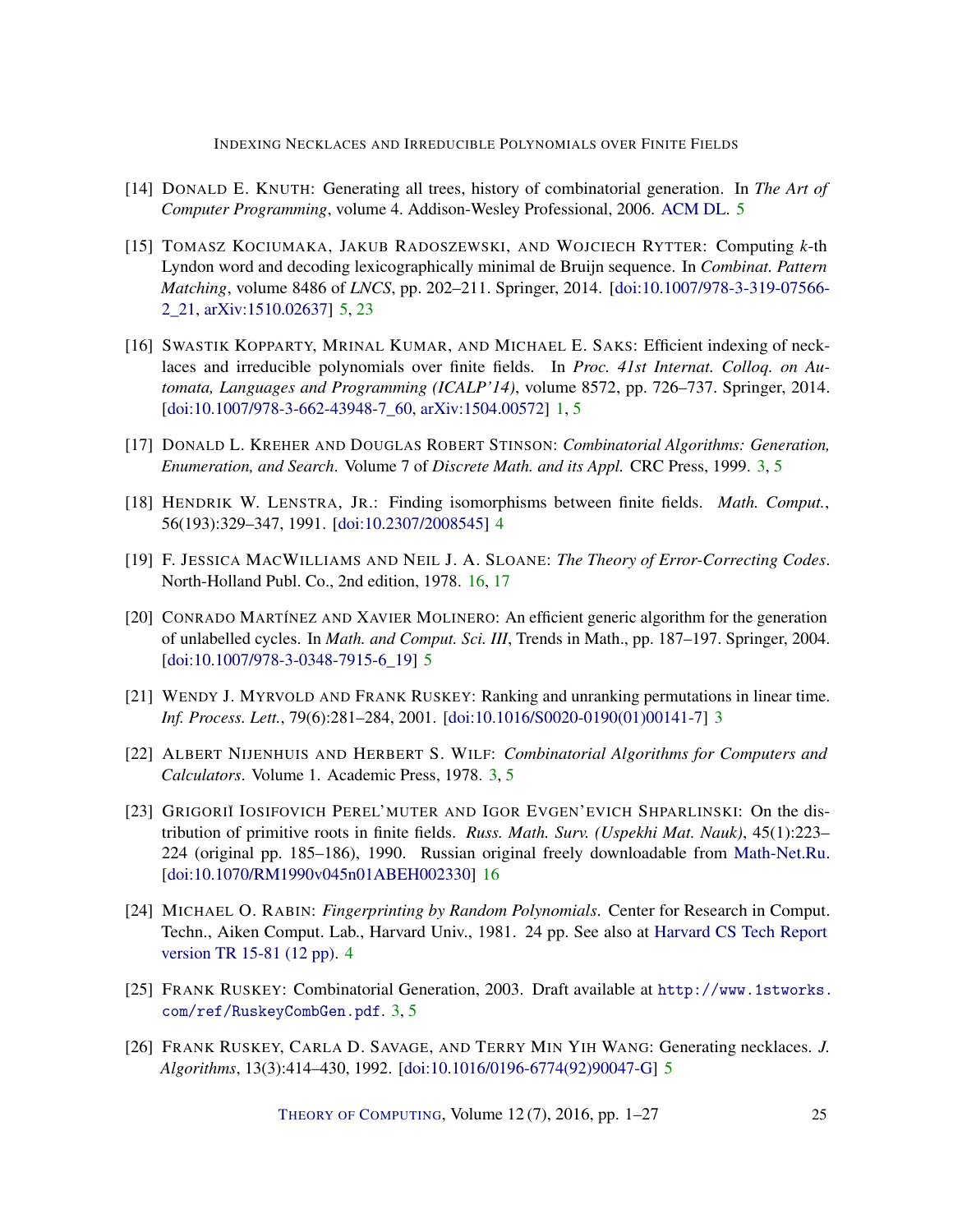[14] DONALD E. KNUTH: Generating all trees, history of combinatorial generation. In *The Art of Computer Programming*, volume 4. Addison-Wesley Professional, 2006. ACM DL. 5

[15] TOMASZ KOCIUMAKA, JAKUB RADOSZEWSKI, AND WOJCIECH RYTTER: Computing $k$-th Lyndon word and decoding lexicographically minimal de Bruijn sequence. In *Combinat. Pattern Matching*, volume 8486 of *LNCS*, pp. 202–211. Springer, 2014. [doi:10.1007/978-3-319-07566-2_21, arXiv:1510.02637] 5, 23

[16] SWASTIK KOPPARTY, MRINAL KUMAR, AND MICHAEL E. SAKS: Efficient indexing of necklaces and irreducible polynomials over finite fields. In *Proc. 41st Internat. Colloq. on Automata, Languages and Programming (ICALP'14)*, volume 8572, pp. 726–737. Springer, 2014. [doi:10.1007/978-3-662-43948-7_60, arXiv:1504.00572] 1, 5

[17] DONALD L. KREHER AND DOUGLAS ROBERT STINSON: *Combinatorial Algorithms: Generation, Enumeration, and Search*. Volume 7 of *Discrete Math. and its Appl.* CRC Press, 1999. 3, 5

[18] HENDRIK W. LENSTRA, JR.: Finding isomorphisms between finite fields. *Math. Comput.*, 56(193):329–347, 1991. [doi:10.2307/2008545] 4

[19] F. JESSICA MACWILLIAMS AND NEIL J. A. SLOANE: *The Theory of Error-Correcting Codes*. North-Holland Publ. Co., 2nd edition, 1978. 16, 17

[20] CONRADO MARTÍNEZ AND XAVIER MOLINERO: An efficient generic algorithm for the generation of unlabelled cycles. In *Math. and Comput. Sci. III*, Trends in Math., pp. 187–197. Springer, 2004. [doi:10.1007/978-3-0348-7915-6_19] 5

[21] WENDY J. MYRVOLD AND FRANK RUSKEY: Ranking and unranking permutations in linear time. *Inf. Process. Lett.*, 79(6):281–284, 2001. [doi:10.1016/S0020-0190(01)00141-7] 3

[22] ALBERT NIJENHUIS AND HERBERT S. WILF: *Combinatorial Algorithms for Computers and Calculators*. Volume 1. Academic Press, 1978. 3, 5

[23] GRIGORIĬ IOSIFOVICH PEREL'MUTER AND IGOR EVGEN'EVICH SHPARLINSKI: On the distribution of primitive roots in finite fields. *Russ. Math. Surv. (Uspekhi Mat. Nauk)*, 45(1):223–224 (original pp. 185–186), 1990. Russian original freely downloadable from Math-Net.Ru. [doi:10.1070/RM1990v045n01ABEH002330] 16

[24] MICHAEL O. RABIN: *Fingerprinting by Random Polynomials*. Center for Research in Comput. Techn., Aiken Comput. Lab., Harvard Univ., 1981. 24 pp. See also at Harvard CS Tech Report version TR 15-81 (12 pp). 4

[25] FRANK RUSKEY: Combinatorial Generation, 2003. Draft available at `http://www.1stworks.com/ref/RuskeyCombGen.pdf`. 3, 5

[26] FRANK RUSKEY, CARLA D. SAVAGE, AND TERRY MIN YIH WANG: Generating necklaces. *J. Algorithms*, 13(3):414–430, 1992. [doi:10.1016/0196-6774(92)90047-G] 5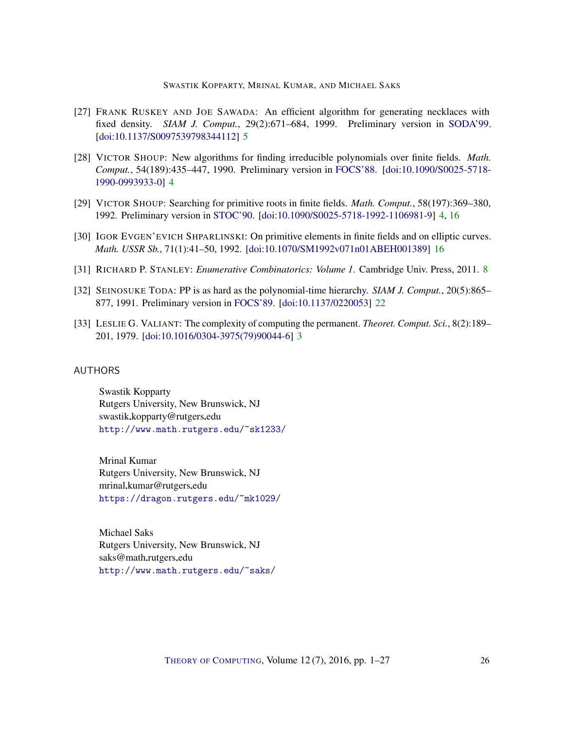[27] Frank Ruskey and Joe Sawada: An efficient algorithm for generating necklaces with fixed density. *SIAM J. Comput.*, 29(2):671–684, 1999. Preliminary version in SODA'99. [doi:10.1137/S0097539798344112] 5

[28] Victor Shoup: New algorithms for finding irreducible polynomials over finite fields. *Math. Comput.*, 54(189):435–447, 1990. Preliminary version in FOCS'88. [doi:10.1090/S0025-5718-1990-0993933-0] 4

[29] Victor Shoup: Searching for primitive roots in finite fields. *Math. Comput.*, 58(197):369–380, 1992. Preliminary version in STOC'90. [doi:10.1090/S0025-5718-1992-1106981-9] 4, 16

[30] Igor Evgen'evich Shparlinski: On primitive elements in finite fields and on elliptic curves. *Math. USSR Sb.*, 71(1):41–50, 1992. [doi:10.1070/SM1992v071n01ABEH001389] 16

[31] Richard P. Stanley: *Enumerative Combinatorics: Volume 1*. Cambridge Univ. Press, 2011. 8

[32] Seinosuke Toda: PP is as hard as the polynomial-time hierarchy. *SIAM J. Comput.*, 20(5):865–877, 1991. Preliminary version in FOCS'89. [doi:10.1137/0220053] 22

[33] Leslie G. Valiant: The complexity of computing the permanent. *Theoret. Comput. Sci.*, 8(2):189–201, 1979. [doi:10.1016/0304-3975(79)90044-6] 3

## AUTHORS

Swastik Kopparty
Rutgers University, New Brunswick, NJ
swastik.kopparty@rutgers.edu
http://www.math.rutgers.edu/~sk1233/

Mrinal Kumar
Rutgers University, New Brunswick, NJ
mrinal.kumar@rutgers.edu
https://dragon.rutgers.edu/~mk1029/

Michael Saks
Rutgers University, New Brunswick, NJ
saks@math.rutgers.edu
http://www.math.rutgers.edu/~saks/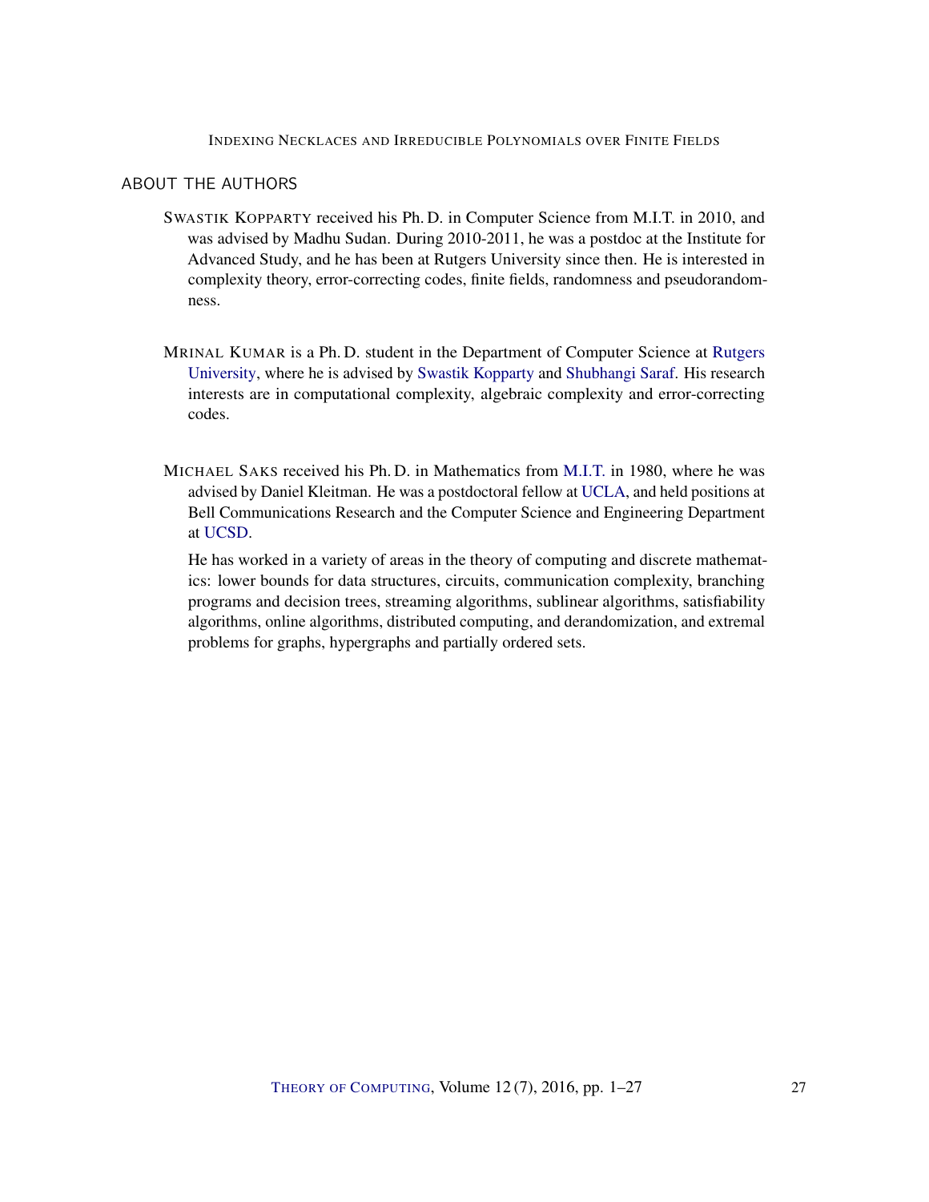## ABOUT THE AUTHORS

SWASTIK KOPPARTY received his Ph. D. in Computer Science from M.I.T. in 2010, and was advised by Madhu Sudan. During 2010-2011, he was a postdoc at the Institute for Advanced Study, and he has been at Rutgers University since then. He is interested in complexity theory, error-correcting codes, finite fields, randomness and pseudorandomness.

MRINAL KUMAR is a Ph. D. student in the Department of Computer Science at Rutgers University, where he is advised by Swastik Kopparty and Shubhangi Saraf. His research interests are in computational complexity, algebraic complexity and error-correcting codes.

MICHAEL SAKS received his Ph. D. in Mathematics from M.I.T. in 1980, where he was advised by Daniel Kleitman. He was a postdoctoral fellow at UCLA, and held positions at Bell Communications Research and the Computer Science and Engineering Department at UCSD.

He has worked in a variety of areas in the theory of computing and discrete mathematics: lower bounds for data structures, circuits, communication complexity, branching programs and decision trees, streaming algorithms, sublinear algorithms, satisfiability algorithms, online algorithms, distributed computing, and derandomization, and extremal problems for graphs, hypergraphs and partially ordered sets.